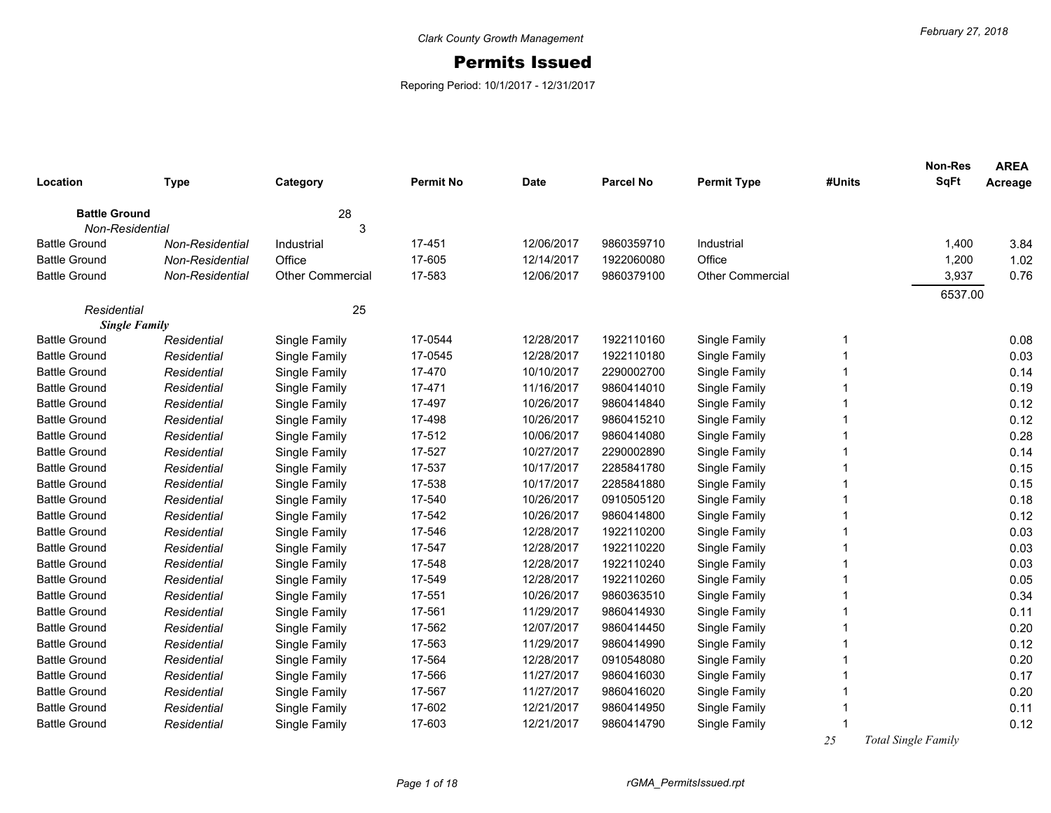Clark County Growth Management

# Permits Issued

Reporing Period: 10/1/2017 - 12/31/2017

| Location | Type | Category | Permit No | Date | Parcel No | Permit Type | #Units | Non-Res SqFt | AREA Acreage |
|---|---|---|---|---|---|---|---|---|---|
| **Battle Ground** | | 28 | | | | | | | |
| *Non-Residential* | | 3 | | | | | | | |
| Battle Ground | *Non-Residential* | Industrial | 17-451 | 12/06/2017 | 9860359710 | Industrial | | 1,400 | 3.84 |
| Battle Ground | *Non-Residential* | Office | 17-605 | 12/14/2017 | 1922060080 | Office | | 1,200 | 1.02 |
| Battle Ground | *Non-Residential* | Other Commercial | 17-583 | 12/06/2017 | 9860379100 | Other Commercial | | 3,937 | 0.76 |
| | | | | | | | | 6537.00 | |
| *Residential* | | 25 | | | | | | | |
| ***Single Family*** | | | | | | | | | |
| Battle Ground | *Residential* | Single Family | 17-0544 | 12/28/2017 | 1922110160 | Single Family | 1 | | 0.08 |
| Battle Ground | *Residential* | Single Family | 17-0545 | 12/28/2017 | 1922110180 | Single Family | 1 | | 0.03 |
| Battle Ground | *Residential* | Single Family | 17-470 | 10/10/2017 | 2290002700 | Single Family | 1 | | 0.14 |
| Battle Ground | *Residential* | Single Family | 17-471 | 11/16/2017 | 9860414010 | Single Family | 1 | | 0.19 |
| Battle Ground | *Residential* | Single Family | 17-497 | 10/26/2017 | 9860414840 | Single Family | 1 | | 0.12 |
| Battle Ground | *Residential* | Single Family | 17-498 | 10/26/2017 | 9860415210 | Single Family | 1 | | 0.12 |
| Battle Ground | *Residential* | Single Family | 17-512 | 10/06/2017 | 9860414080 | Single Family | 1 | | 0.28 |
| Battle Ground | *Residential* | Single Family | 17-527 | 10/27/2017 | 2290002890 | Single Family | 1 | | 0.14 |
| Battle Ground | *Residential* | Single Family | 17-537 | 10/17/2017 | 2285841780 | Single Family | 1 | | 0.15 |
| Battle Ground | *Residential* | Single Family | 17-538 | 10/17/2017 | 2285841880 | Single Family | 1 | | 0.15 |
| Battle Ground | *Residential* | Single Family | 17-540 | 10/26/2017 | 0910505120 | Single Family | 1 | | 0.18 |
| Battle Ground | *Residential* | Single Family | 17-542 | 10/26/2017 | 9860414800 | Single Family | 1 | | 0.12 |
| Battle Ground | *Residential* | Single Family | 17-546 | 12/28/2017 | 1922110200 | Single Family | 1 | | 0.03 |
| Battle Ground | *Residential* | Single Family | 17-547 | 12/28/2017 | 1922110220 | Single Family | 1 | | 0.03 |
| Battle Ground | *Residential* | Single Family | 17-548 | 12/28/2017 | 1922110240 | Single Family | 1 | | 0.03 |
| Battle Ground | *Residential* | Single Family | 17-549 | 12/28/2017 | 1922110260 | Single Family | 1 | | 0.05 |
| Battle Ground | *Residential* | Single Family | 17-551 | 10/26/2017 | 9860363510 | Single Family | 1 | | 0.34 |
| Battle Ground | *Residential* | Single Family | 17-561 | 11/29/2017 | 9860414930 | Single Family | 1 | | 0.11 |
| Battle Ground | *Residential* | Single Family | 17-562 | 12/07/2017 | 9860414450 | Single Family | 1 | | 0.20 |
| Battle Ground | *Residential* | Single Family | 17-563 | 11/29/2017 | 9860414990 | Single Family | 1 | | 0.12 |
| Battle Ground | *Residential* | Single Family | 17-564 | 12/28/2017 | 0910548080 | Single Family | 1 | | 0.20 |
| Battle Ground | *Residential* | Single Family | 17-566 | 11/27/2017 | 9860416030 | Single Family | 1 | | 0.17 |
| Battle Ground | *Residential* | Single Family | 17-567 | 11/27/2017 | 9860416020 | Single Family | 1 | | 0.20 |
| Battle Ground | *Residential* | Single Family | 17-602 | 12/21/2017 | 9860414950 | Single Family | 1 | | 0.11 |
| Battle Ground | *Residential* | Single Family | 17-603 | 12/21/2017 | 9860414790 | Single Family | 1 | | 0.12 |
| | | | | | | | *25* | *Total Single Family* | |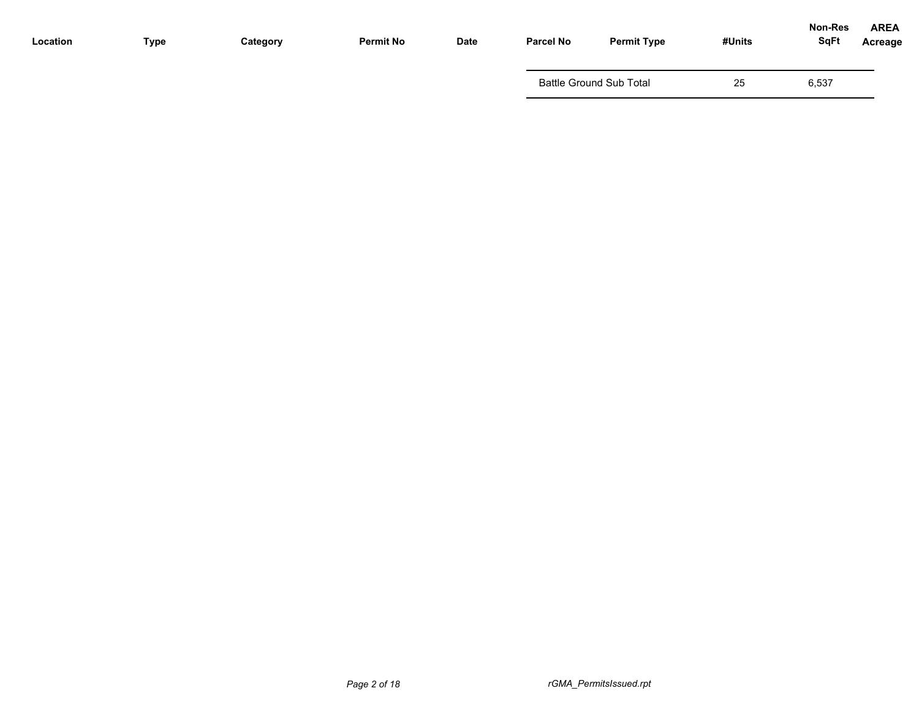| Location | Type | Category | Permit No | Date | Parcel No | Permit Type | #Units | Non-Res SqFt | AREA Acreage |
|---|---|---|---|---|---|---|---|---|---|
| | | | | | Battle Ground Sub Total | | 25 | 6,537 | |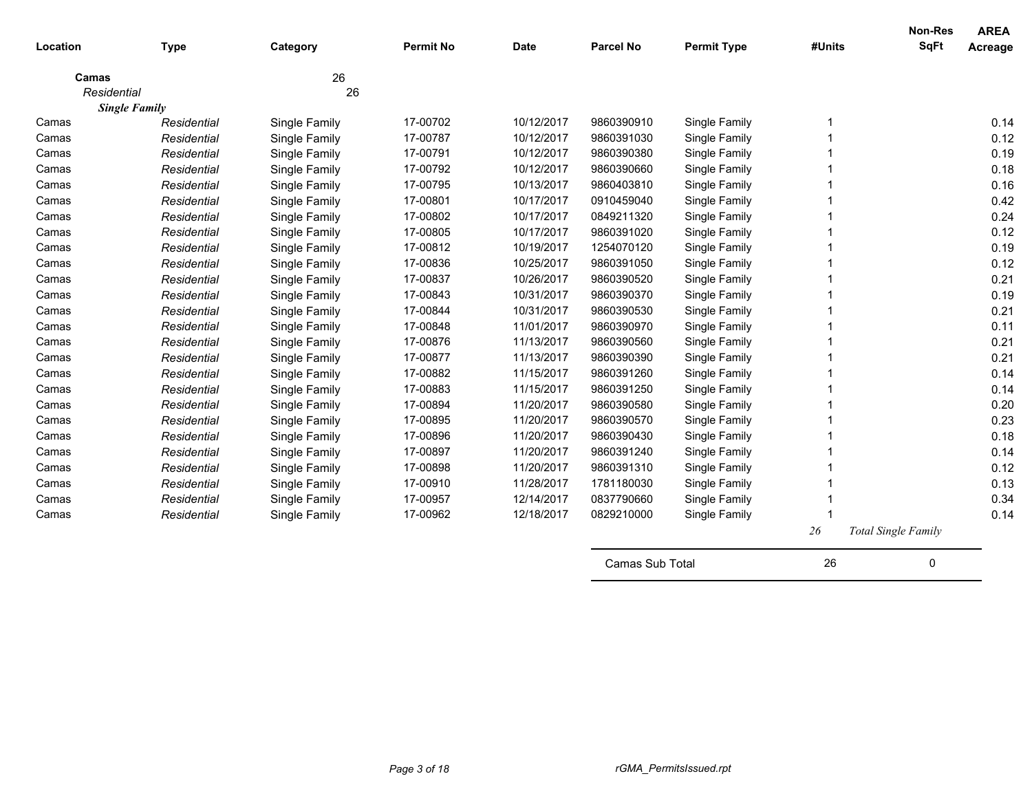| Location | Type | Category | Permit No | Date | Parcel No | Permit Type | #Units | Non-Res SqFt | AREA Acreage |
|---|---|---|---|---|---|---|---|---|---|
| **Camas** | | 26 | | | | | | | |
| *Residential* | | 26 | | | | | | | |
| ***Single Family*** | | | | | | | | | |
| Camas | *Residential* | Single Family | 17-00702 | 10/12/2017 | 9860390910 | Single Family | 1 | | 0.14 |
| Camas | *Residential* | Single Family | 17-00787 | 10/12/2017 | 9860391030 | Single Family | 1 | | 0.12 |
| Camas | *Residential* | Single Family | 17-00791 | 10/12/2017 | 9860390380 | Single Family | 1 | | 0.19 |
| Camas | *Residential* | Single Family | 17-00792 | 10/12/2017 | 9860390660 | Single Family | 1 | | 0.18 |
| Camas | *Residential* | Single Family | 17-00795 | 10/13/2017 | 9860403810 | Single Family | 1 | | 0.16 |
| Camas | *Residential* | Single Family | 17-00801 | 10/17/2017 | 0910459040 | Single Family | 1 | | 0.42 |
| Camas | *Residential* | Single Family | 17-00802 | 10/17/2017 | 0849211320 | Single Family | 1 | | 0.24 |
| Camas | *Residential* | Single Family | 17-00805 | 10/17/2017 | 9860391020 | Single Family | 1 | | 0.12 |
| Camas | *Residential* | Single Family | 17-00812 | 10/19/2017 | 1254070120 | Single Family | 1 | | 0.19 |
| Camas | *Residential* | Single Family | 17-00836 | 10/25/2017 | 9860391050 | Single Family | 1 | | 0.12 |
| Camas | *Residential* | Single Family | 17-00837 | 10/26/2017 | 9860390520 | Single Family | 1 | | 0.21 |
| Camas | *Residential* | Single Family | 17-00843 | 10/31/2017 | 9860390370 | Single Family | 1 | | 0.19 |
| Camas | *Residential* | Single Family | 17-00844 | 10/31/2017 | 9860390530 | Single Family | 1 | | 0.21 |
| Camas | *Residential* | Single Family | 17-00848 | 11/01/2017 | 9860390970 | Single Family | 1 | | 0.11 |
| Camas | *Residential* | Single Family | 17-00876 | 11/13/2017 | 9860390560 | Single Family | 1 | | 0.21 |
| Camas | *Residential* | Single Family | 17-00877 | 11/13/2017 | 9860390390 | Single Family | 1 | | 0.21 |
| Camas | *Residential* | Single Family | 17-00882 | 11/15/2017 | 9860391260 | Single Family | 1 | | 0.14 |
| Camas | *Residential* | Single Family | 17-00883 | 11/15/2017 | 9860391250 | Single Family | 1 | | 0.14 |
| Camas | *Residential* | Single Family | 17-00894 | 11/20/2017 | 9860390580 | Single Family | 1 | | 0.20 |
| Camas | *Residential* | Single Family | 17-00895 | 11/20/2017 | 9860390570 | Single Family | 1 | | 0.23 |
| Camas | *Residential* | Single Family | 17-00896 | 11/20/2017 | 9860390430 | Single Family | 1 | | 0.18 |
| Camas | *Residential* | Single Family | 17-00897 | 11/20/2017 | 9860391240 | Single Family | 1 | | 0.14 |
| Camas | *Residential* | Single Family | 17-00898 | 11/20/2017 | 9860391310 | Single Family | 1 | | 0.12 |
| Camas | *Residential* | Single Family | 17-00910 | 11/28/2017 | 1781180030 | Single Family | 1 | | 0.13 |
| Camas | *Residential* | Single Family | 17-00957 | 12/14/2017 | 0837790660 | Single Family | 1 | | 0.34 |
| Camas | *Residential* | Single Family | 17-00962 | 12/18/2017 | 0829210000 | Single Family | 1 | | 0.14 |
| | | | | | | | *26* | *Total Single Family* | |
| | | | | | Camas Sub Total | | 26 | 0 | |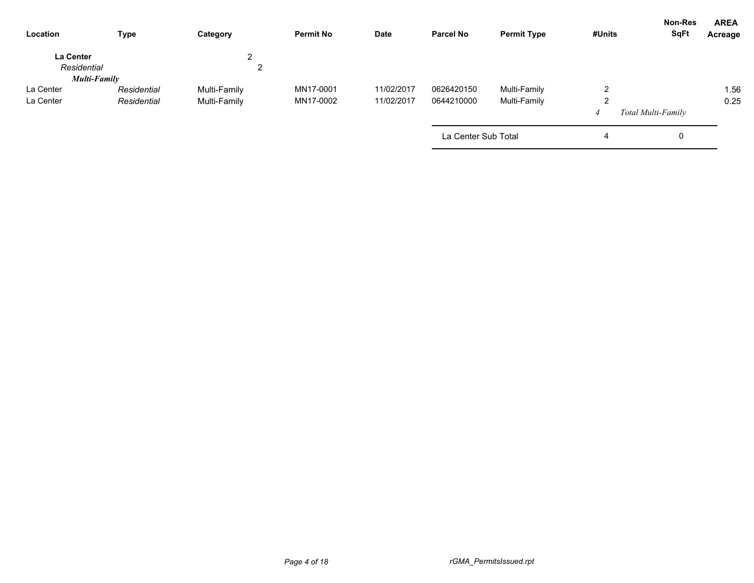| Location | Type | Category | Permit No | Date | Parcel No | Permit Type | #Units | Non-Res SqFt | AREA Acreage |
|---|---|---|---|---|---|---|---|---|---|
| **La Center** | | 2 | | | | | | | |
| *Residential* | | 2 | | | | | | | |
| ***Multi-Family*** | | | | | | | | | |
| La Center | *Residential* | Multi-Family | MN17-0001 | 11/02/2017 | 0626420150 | Multi-Family | 2 | | 1.56 |
| La Center | *Residential* | Multi-Family | MN17-0002 | 11/02/2017 | 0644210000 | Multi-Family | 2 | | 0.25 |
| | | | | | | | *4* | *Total Multi-Family* | |
| | | | | | La Center Sub Total | | 4 | 0 | |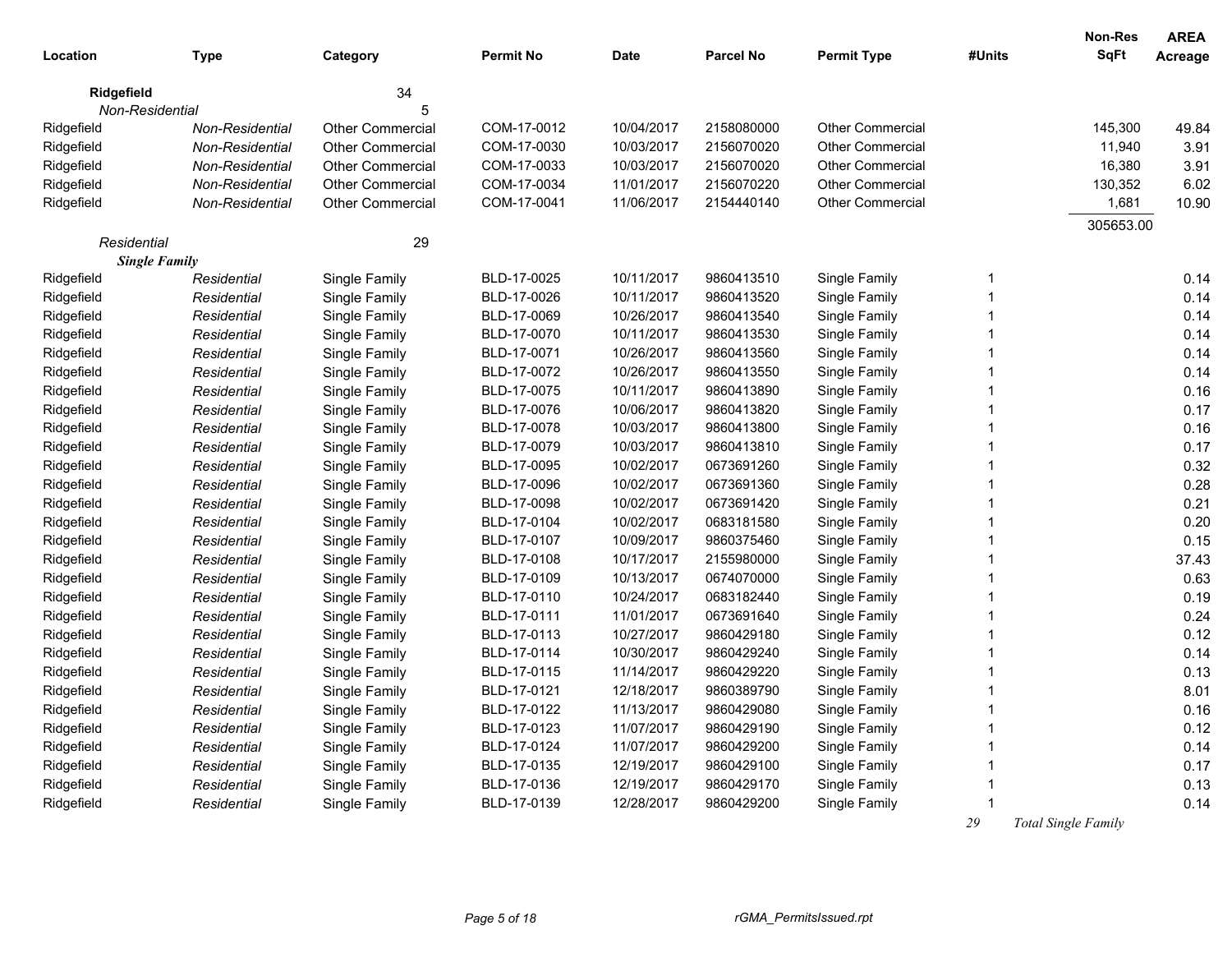| Location | Type | Category | Permit No | Date | Parcel No | Permit Type | #Units | Non-Res SqFt | AREA Acreage |
|---|---|---|---|---|---|---|---|---|---|
| **Ridgefield** | | 34 | | | | | | | |
| *Non-Residential* | | 5 | | | | | | | |
| Ridgefield | *Non-Residential* | Other Commercial | COM-17-0012 | 10/04/2017 | 2158080000 | Other Commercial | | 145,300 | 49.84 |
| Ridgefield | *Non-Residential* | Other Commercial | COM-17-0030 | 10/03/2017 | 2156070020 | Other Commercial | | 11,940 | 3.91 |
| Ridgefield | *Non-Residential* | Other Commercial | COM-17-0033 | 10/03/2017 | 2156070020 | Other Commercial | | 16,380 | 3.91 |
| Ridgefield | *Non-Residential* | Other Commercial | COM-17-0034 | 11/01/2017 | 2156070220 | Other Commercial | | 130,352 | 6.02 |
| Ridgefield | *Non-Residential* | Other Commercial | COM-17-0041 | 11/06/2017 | 2154440140 | Other Commercial | | 1,681 | 10.90 |
| | | | | | | | | 305653.00 | |
| *Residential* | | 29 | | | | | | | |
| ***Single Family*** | | | | | | | | | |
| Ridgefield | *Residential* | Single Family | BLD-17-0025 | 10/11/2017 | 9860413510 | Single Family | 1 | | 0.14 |
| Ridgefield | *Residential* | Single Family | BLD-17-0026 | 10/11/2017 | 9860413520 | Single Family | 1 | | 0.14 |
| Ridgefield | *Residential* | Single Family | BLD-17-0069 | 10/26/2017 | 9860413540 | Single Family | 1 | | 0.14 |
| Ridgefield | *Residential* | Single Family | BLD-17-0070 | 10/11/2017 | 9860413530 | Single Family | 1 | | 0.14 |
| Ridgefield | *Residential* | Single Family | BLD-17-0071 | 10/26/2017 | 9860413560 | Single Family | 1 | | 0.14 |
| Ridgefield | *Residential* | Single Family | BLD-17-0072 | 10/26/2017 | 9860413550 | Single Family | 1 | | 0.14 |
| Ridgefield | *Residential* | Single Family | BLD-17-0075 | 10/11/2017 | 9860413890 | Single Family | 1 | | 0.16 |
| Ridgefield | *Residential* | Single Family | BLD-17-0076 | 10/06/2017 | 9860413820 | Single Family | 1 | | 0.17 |
| Ridgefield | *Residential* | Single Family | BLD-17-0078 | 10/03/2017 | 9860413800 | Single Family | 1 | | 0.16 |
| Ridgefield | *Residential* | Single Family | BLD-17-0079 | 10/03/2017 | 9860413810 | Single Family | 1 | | 0.17 |
| Ridgefield | *Residential* | Single Family | BLD-17-0095 | 10/02/2017 | 0673691260 | Single Family | 1 | | 0.32 |
| Ridgefield | *Residential* | Single Family | BLD-17-0096 | 10/02/2017 | 0673691360 | Single Family | 1 | | 0.28 |
| Ridgefield | *Residential* | Single Family | BLD-17-0098 | 10/02/2017 | 0673691420 | Single Family | 1 | | 0.21 |
| Ridgefield | *Residential* | Single Family | BLD-17-0104 | 10/02/2017 | 0683181580 | Single Family | 1 | | 0.20 |
| Ridgefield | *Residential* | Single Family | BLD-17-0107 | 10/09/2017 | 9860375460 | Single Family | 1 | | 0.15 |
| Ridgefield | *Residential* | Single Family | BLD-17-0108 | 10/17/2017 | 2155980000 | Single Family | 1 | | 37.43 |
| Ridgefield | *Residential* | Single Family | BLD-17-0109 | 10/13/2017 | 0674070000 | Single Family | 1 | | 0.63 |
| Ridgefield | *Residential* | Single Family | BLD-17-0110 | 10/24/2017 | 0683182440 | Single Family | 1 | | 0.19 |
| Ridgefield | *Residential* | Single Family | BLD-17-0111 | 11/01/2017 | 0673691640 | Single Family | 1 | | 0.24 |
| Ridgefield | *Residential* | Single Family | BLD-17-0113 | 10/27/2017 | 9860429180 | Single Family | 1 | | 0.12 |
| Ridgefield | *Residential* | Single Family | BLD-17-0114 | 10/30/2017 | 9860429240 | Single Family | 1 | | 0.14 |
| Ridgefield | *Residential* | Single Family | BLD-17-0115 | 11/14/2017 | 9860429220 | Single Family | 1 | | 0.13 |
| Ridgefield | *Residential* | Single Family | BLD-17-0121 | 12/18/2017 | 9860389790 | Single Family | 1 | | 8.01 |
| Ridgefield | *Residential* | Single Family | BLD-17-0122 | 11/13/2017 | 9860429080 | Single Family | 1 | | 0.16 |
| Ridgefield | *Residential* | Single Family | BLD-17-0123 | 11/07/2017 | 9860429190 | Single Family | 1 | | 0.12 |
| Ridgefield | *Residential* | Single Family | BLD-17-0124 | 11/07/2017 | 9860429200 | Single Family | 1 | | 0.14 |
| Ridgefield | *Residential* | Single Family | BLD-17-0135 | 12/19/2017 | 9860429100 | Single Family | 1 | | 0.17 |
| Ridgefield | *Residential* | Single Family | BLD-17-0136 | 12/19/2017 | 9860429170 | Single Family | 1 | | 0.13 |
| Ridgefield | *Residential* | Single Family | BLD-17-0139 | 12/28/2017 | 9860429200 | Single Family | 1 | | 0.14 |
| | | | | | | | *29* | *Total Single Family* | |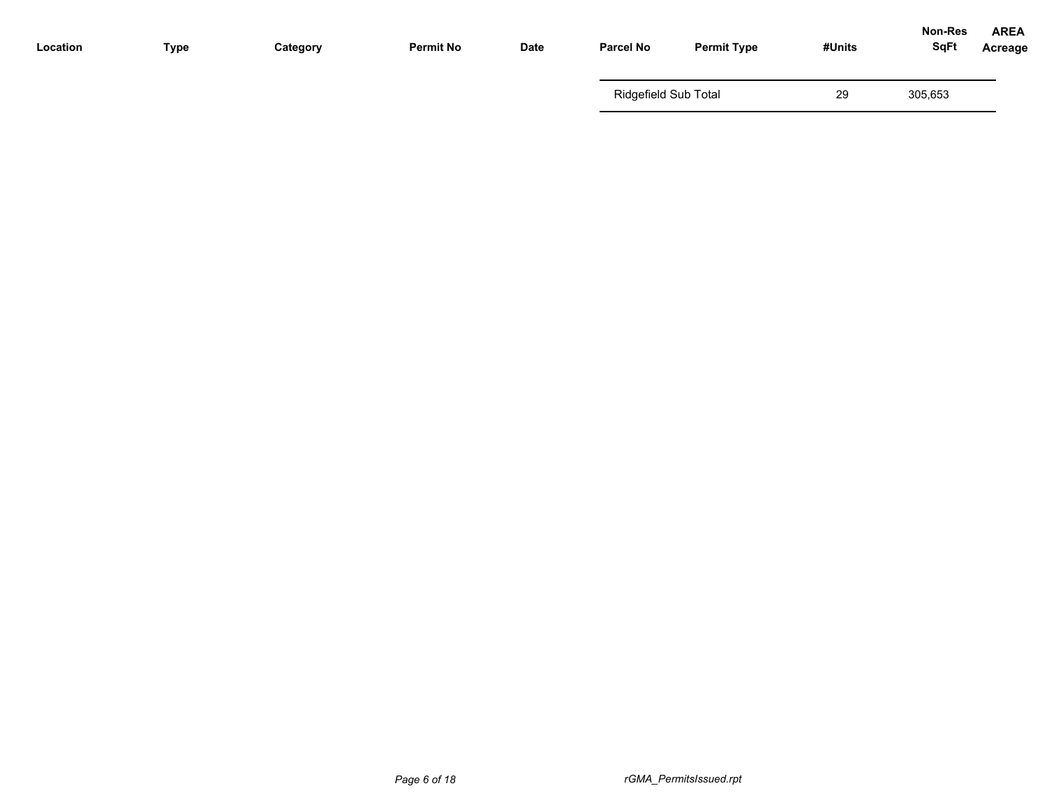| Location | Type | Category | Permit No | Date | Parcel No | Permit Type | #Units | Non-Res SqFt | AREA Acreage |
|---|---|---|---|---|---|---|---|---|---|
| | | | | | Ridgefield Sub Total | | 29 | 305,653 | |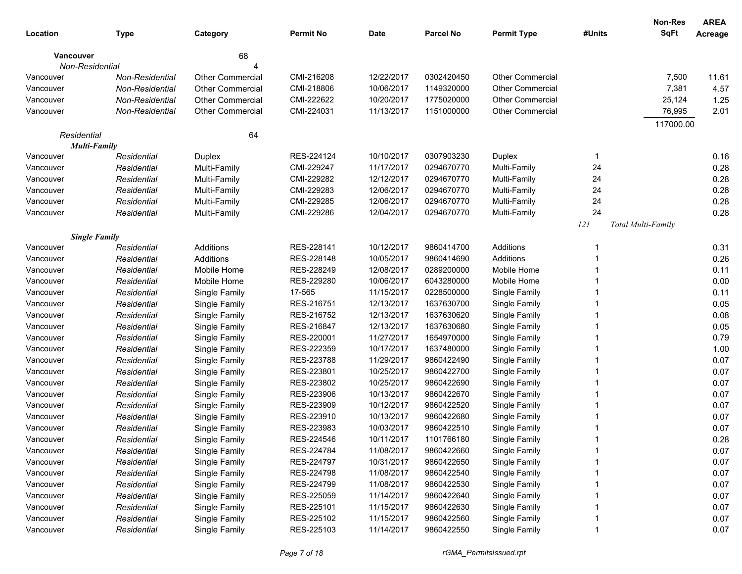| Location | Type | Category | Permit No | Date | Parcel No | Permit Type | #Units | Non-Res SqFt | AREA Acreage |
|---|---|---|---|---|---|---|---|---|---|
| **Vancouver** | | 68 | | | | | | | |
| *Non-Residential* | | 4 | | | | | | | |
| Vancouver | *Non-Residential* | Other Commercial | CMI-216208 | 12/22/2017 | 0302420450 | Other Commercial | | 7,500 | 11.61 |
| Vancouver | *Non-Residential* | Other Commercial | CMI-218806 | 10/06/2017 | 1149320000 | Other Commercial | | 7,381 | 4.57 |
| Vancouver | *Non-Residential* | Other Commercial | CMI-222622 | 10/20/2017 | 1775020000 | Other Commercial | | 25,124 | 1.25 |
| Vancouver | *Non-Residential* | Other Commercial | CMI-224031 | 11/13/2017 | 1151000000 | Other Commercial | | 76,995 | 2.01 |
| | | | | | | | | 117000.00 | |
| *Residential* | | 64 | | | | | | | |
| ***Multi-Family*** | | | | | | | | | |
| Vancouver | *Residential* | Duplex | RES-224124 | 10/10/2017 | 0307903230 | Duplex | 1 | | 0.16 |
| Vancouver | *Residential* | Multi-Family | CMI-229247 | 11/17/2017 | 0294670770 | Multi-Family | 24 | | 0.28 |
| Vancouver | *Residential* | Multi-Family | CMI-229282 | 12/12/2017 | 0294670770 | Multi-Family | 24 | | 0.28 |
| Vancouver | *Residential* | Multi-Family | CMI-229283 | 12/06/2017 | 0294670770 | Multi-Family | 24 | | 0.28 |
| Vancouver | *Residential* | Multi-Family | CMI-229285 | 12/06/2017 | 0294670770 | Multi-Family | 24 | | 0.28 |
| Vancouver | *Residential* | Multi-Family | CMI-229286 | 12/04/2017 | 0294670770 | Multi-Family | 24 | | 0.28 |
| | | | | | | | *121* | *Total Multi-Family* | |
| ***Single Family*** | | | | | | | | | |
| Vancouver | *Residential* | Additions | RES-228141 | 10/12/2017 | 9860414700 | Additions | 1 | | 0.31 |
| Vancouver | *Residential* | Additions | RES-228148 | 10/05/2017 | 9860414690 | Additions | 1 | | 0.26 |
| Vancouver | *Residential* | Mobile Home | RES-228249 | 12/08/2017 | 0289200000 | Mobile Home | 1 | | 0.11 |
| Vancouver | *Residential* | Mobile Home | RES-229280 | 10/06/2017 | 6043280000 | Mobile Home | 1 | | 0.00 |
| Vancouver | *Residential* | Single Family | 17-565 | 11/15/2017 | 0228500000 | Single Family | 1 | | 0.11 |
| Vancouver | *Residential* | Single Family | RES-216751 | 12/13/2017 | 1637630700 | Single Family | 1 | | 0.05 |
| Vancouver | *Residential* | Single Family | RES-216752 | 12/13/2017 | 1637630620 | Single Family | 1 | | 0.08 |
| Vancouver | *Residential* | Single Family | RES-216847 | 12/13/2017 | 1637630680 | Single Family | 1 | | 0.05 |
| Vancouver | *Residential* | Single Family | RES-220001 | 11/27/2017 | 1654970000 | Single Family | 1 | | 0.79 |
| Vancouver | *Residential* | Single Family | RES-222359 | 10/17/2017 | 1637480000 | Single Family | 1 | | 1.00 |
| Vancouver | *Residential* | Single Family | RES-223788 | 11/29/2017 | 9860422490 | Single Family | 1 | | 0.07 |
| Vancouver | *Residential* | Single Family | RES-223801 | 10/25/2017 | 9860422700 | Single Family | 1 | | 0.07 |
| Vancouver | *Residential* | Single Family | RES-223802 | 10/25/2017 | 9860422690 | Single Family | 1 | | 0.07 |
| Vancouver | *Residential* | Single Family | RES-223906 | 10/13/2017 | 9860422670 | Single Family | 1 | | 0.07 |
| Vancouver | *Residential* | Single Family | RES-223909 | 10/12/2017 | 9860422520 | Single Family | 1 | | 0.07 |
| Vancouver | *Residential* | Single Family | RES-223910 | 10/13/2017 | 9860422680 | Single Family | 1 | | 0.07 |
| Vancouver | *Residential* | Single Family | RES-223983 | 10/03/2017 | 9860422510 | Single Family | 1 | | 0.07 |
| Vancouver | *Residential* | Single Family | RES-224546 | 10/11/2017 | 1101766180 | Single Family | 1 | | 0.28 |
| Vancouver | *Residential* | Single Family | RES-224784 | 11/08/2017 | 9860422660 | Single Family | 1 | | 0.07 |
| Vancouver | *Residential* | Single Family | RES-224797 | 10/31/2017 | 9860422650 | Single Family | 1 | | 0.07 |
| Vancouver | *Residential* | Single Family | RES-224798 | 11/08/2017 | 9860422540 | Single Family | 1 | | 0.07 |
| Vancouver | *Residential* | Single Family | RES-224799 | 11/08/2017 | 9860422530 | Single Family | 1 | | 0.07 |
| Vancouver | *Residential* | Single Family | RES-225059 | 11/14/2017 | 9860422640 | Single Family | 1 | | 0.07 |
| Vancouver | *Residential* | Single Family | RES-225101 | 11/15/2017 | 9860422630 | Single Family | 1 | | 0.07 |
| Vancouver | *Residential* | Single Family | RES-225102 | 11/15/2017 | 9860422560 | Single Family | 1 | | 0.07 |
| Vancouver | *Residential* | Single Family | RES-225103 | 11/14/2017 | 9860422550 | Single Family | 1 | | 0.07 |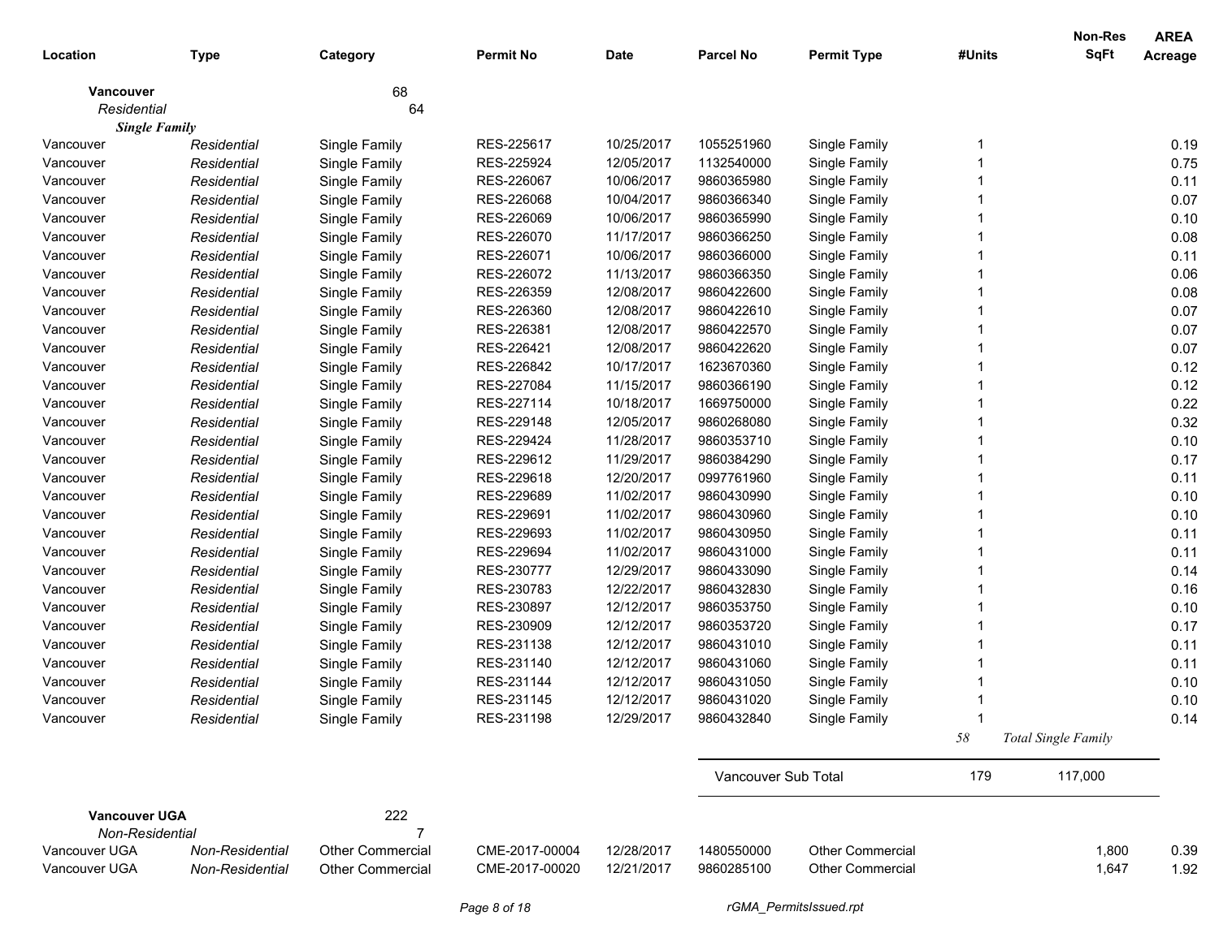| Location | Type | Category | Permit No | Date | Parcel No | Permit Type | #Units | Non-Res SqFt | AREA Acreage |
|---|---|---|---|---|---|---|---|---|---|
| **Vancouver** | | 68 | | | | | | | |
| *Residential* | | 64 | | | | | | | |
| ***Single Family*** | | | | | | | | | |
| Vancouver | *Residential* | Single Family | RES-225617 | 10/25/2017 | 1055251960 | Single Family | 1 | | 0.19 |
| Vancouver | *Residential* | Single Family | RES-225924 | 12/05/2017 | 1132540000 | Single Family | 1 | | 0.75 |
| Vancouver | *Residential* | Single Family | RES-226067 | 10/06/2017 | 9860365980 | Single Family | 1 | | 0.11 |
| Vancouver | *Residential* | Single Family | RES-226068 | 10/04/2017 | 9860366340 | Single Family | 1 | | 0.07 |
| Vancouver | *Residential* | Single Family | RES-226069 | 10/06/2017 | 9860365990 | Single Family | 1 | | 0.10 |
| Vancouver | *Residential* | Single Family | RES-226070 | 11/17/2017 | 9860366250 | Single Family | 1 | | 0.08 |
| Vancouver | *Residential* | Single Family | RES-226071 | 10/06/2017 | 9860366000 | Single Family | 1 | | 0.11 |
| Vancouver | *Residential* | Single Family | RES-226072 | 11/13/2017 | 9860366350 | Single Family | 1 | | 0.06 |
| Vancouver | *Residential* | Single Family | RES-226359 | 12/08/2017 | 9860422600 | Single Family | 1 | | 0.08 |
| Vancouver | *Residential* | Single Family | RES-226360 | 12/08/2017 | 9860422610 | Single Family | 1 | | 0.07 |
| Vancouver | *Residential* | Single Family | RES-226381 | 12/08/2017 | 9860422570 | Single Family | 1 | | 0.07 |
| Vancouver | *Residential* | Single Family | RES-226421 | 12/08/2017 | 9860422620 | Single Family | 1 | | 0.07 |
| Vancouver | *Residential* | Single Family | RES-226842 | 10/17/2017 | 1623670360 | Single Family | 1 | | 0.12 |
| Vancouver | *Residential* | Single Family | RES-227084 | 11/15/2017 | 9860366190 | Single Family | 1 | | 0.12 |
| Vancouver | *Residential* | Single Family | RES-227114 | 10/18/2017 | 1669750000 | Single Family | 1 | | 0.22 |
| Vancouver | *Residential* | Single Family | RES-229148 | 12/05/2017 | 9860268080 | Single Family | 1 | | 0.32 |
| Vancouver | *Residential* | Single Family | RES-229424 | 11/28/2017 | 9860353710 | Single Family | 1 | | 0.10 |
| Vancouver | *Residential* | Single Family | RES-229612 | 11/29/2017 | 9860384290 | Single Family | 1 | | 0.17 |
| Vancouver | *Residential* | Single Family | RES-229618 | 12/20/2017 | 0997761960 | Single Family | 1 | | 0.11 |
| Vancouver | *Residential* | Single Family | RES-229689 | 11/02/2017 | 9860430990 | Single Family | 1 | | 0.10 |
| Vancouver | *Residential* | Single Family | RES-229691 | 11/02/2017 | 9860430960 | Single Family | 1 | | 0.10 |
| Vancouver | *Residential* | Single Family | RES-229693 | 11/02/2017 | 9860430950 | Single Family | 1 | | 0.11 |
| Vancouver | *Residential* | Single Family | RES-229694 | 11/02/2017 | 9860431000 | Single Family | 1 | | 0.11 |
| Vancouver | *Residential* | Single Family | RES-230777 | 12/29/2017 | 9860433090 | Single Family | 1 | | 0.14 |
| Vancouver | *Residential* | Single Family | RES-230783 | 12/22/2017 | 9860432830 | Single Family | 1 | | 0.16 |
| Vancouver | *Residential* | Single Family | RES-230897 | 12/12/2017 | 9860353750 | Single Family | 1 | | 0.10 |
| Vancouver | *Residential* | Single Family | RES-230909 | 12/12/2017 | 9860353720 | Single Family | 1 | | 0.17 |
| Vancouver | *Residential* | Single Family | RES-231138 | 12/12/2017 | 9860431010 | Single Family | 1 | | 0.11 |
| Vancouver | *Residential* | Single Family | RES-231140 | 12/12/2017 | 9860431060 | Single Family | 1 | | 0.11 |
| Vancouver | *Residential* | Single Family | RES-231144 | 12/12/2017 | 9860431050 | Single Family | 1 | | 0.10 |
| Vancouver | *Residential* | Single Family | RES-231145 | 12/12/2017 | 9860431020 | Single Family | 1 | | 0.10 |
| Vancouver | *Residential* | Single Family | RES-231198 | 12/29/2017 | 9860432840 | Single Family | 1 | | 0.14 |
| | | | | | | | *58* | *Total Single Family* | |
| | | | | | Vancouver Sub Total | | 179 | 117,000 | |
| **Vancouver UGA** | | 222 | | | | | | | |
| *Non-Residential* | | 7 | | | | | | | |
| Vancouver UGA | *Non-Residential* | Other Commercial | CME-2017-00004 | 12/28/2017 | 1480550000 | Other Commercial | | 1,800 | 0.39 |
| Vancouver UGA | *Non-Residential* | Other Commercial | CME-2017-00020 | 12/21/2017 | 9860285100 | Other Commercial | | 1,647 | 1.92 |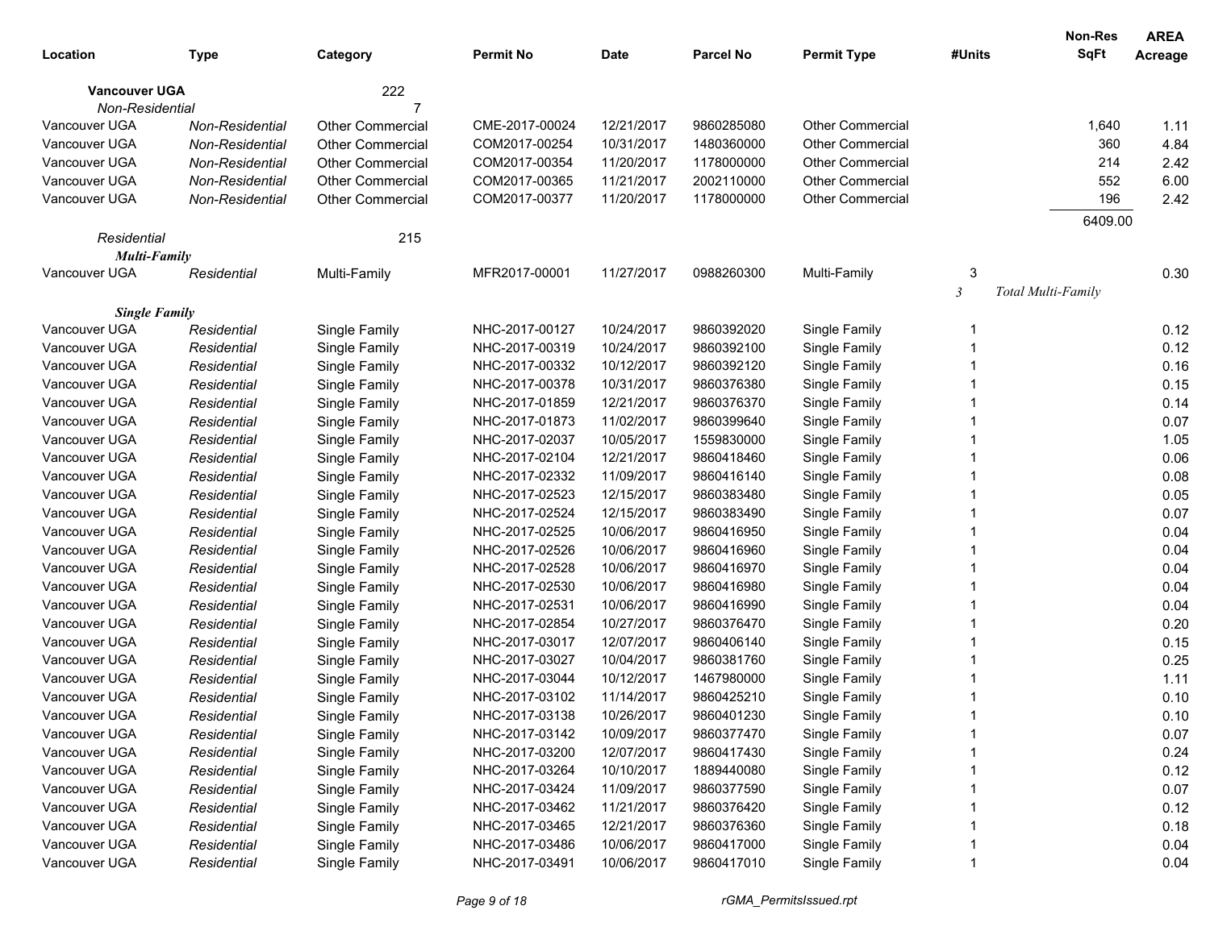| Location | Type | Category | Permit No | Date | Parcel No | Permit Type | #Units | Non-Res SqFt | AREA Acreage |
|---|---|---|---|---|---|---|---|---|---|
| **Vancouver UGA** | | 222 | | | | | | | |
| *Non-Residential* | | 7 | | | | | | | |
| Vancouver UGA | *Non-Residential* | Other Commercial | CME-2017-00024 | 12/21/2017 | 9860285080 | Other Commercial | | 1,640 | 1.11 |
| Vancouver UGA | *Non-Residential* | Other Commercial | COM2017-00254 | 10/31/2017 | 1480360000 | Other Commercial | | 360 | 4.84 |
| Vancouver UGA | *Non-Residential* | Other Commercial | COM2017-00354 | 11/20/2017 | 1178000000 | Other Commercial | | 214 | 2.42 |
| Vancouver UGA | *Non-Residential* | Other Commercial | COM2017-00365 | 11/21/2017 | 2002110000 | Other Commercial | | 552 | 6.00 |
| Vancouver UGA | *Non-Residential* | Other Commercial | COM2017-00377 | 11/20/2017 | 1178000000 | Other Commercial | | 196 | 2.42 |
| | | | | | | | | 6409.00 | |
| *Residential* | | 215 | | | | | | | |
| ***Multi-Family*** | | | | | | | | | |
| Vancouver UGA | *Residential* | Multi-Family | MFR2017-00001 | 11/27/2017 | 0988260300 | Multi-Family | 3 | | 0.30 |
| | | | | | | | *3* | *Total Multi-Family* | |
| ***Single Family*** | | | | | | | | | |
| Vancouver UGA | *Residential* | Single Family | NHC-2017-00127 | 10/24/2017 | 9860392020 | Single Family | 1 | | 0.12 |
| Vancouver UGA | *Residential* | Single Family | NHC-2017-00319 | 10/24/2017 | 9860392100 | Single Family | 1 | | 0.12 |
| Vancouver UGA | *Residential* | Single Family | NHC-2017-00332 | 10/12/2017 | 9860392120 | Single Family | 1 | | 0.16 |
| Vancouver UGA | *Residential* | Single Family | NHC-2017-00378 | 10/31/2017 | 9860376380 | Single Family | 1 | | 0.15 |
| Vancouver UGA | *Residential* | Single Family | NHC-2017-01859 | 12/21/2017 | 9860376370 | Single Family | 1 | | 0.14 |
| Vancouver UGA | *Residential* | Single Family | NHC-2017-01873 | 11/02/2017 | 9860399640 | Single Family | 1 | | 0.07 |
| Vancouver UGA | *Residential* | Single Family | NHC-2017-02037 | 10/05/2017 | 1559830000 | Single Family | 1 | | 1.05 |
| Vancouver UGA | *Residential* | Single Family | NHC-2017-02104 | 12/21/2017 | 9860418460 | Single Family | 1 | | 0.06 |
| Vancouver UGA | *Residential* | Single Family | NHC-2017-02332 | 11/09/2017 | 9860416140 | Single Family | 1 | | 0.08 |
| Vancouver UGA | *Residential* | Single Family | NHC-2017-02523 | 12/15/2017 | 9860383480 | Single Family | 1 | | 0.05 |
| Vancouver UGA | *Residential* | Single Family | NHC-2017-02524 | 12/15/2017 | 9860383490 | Single Family | 1 | | 0.07 |
| Vancouver UGA | *Residential* | Single Family | NHC-2017-02525 | 10/06/2017 | 9860416950 | Single Family | 1 | | 0.04 |
| Vancouver UGA | *Residential* | Single Family | NHC-2017-02526 | 10/06/2017 | 9860416960 | Single Family | 1 | | 0.04 |
| Vancouver UGA | *Residential* | Single Family | NHC-2017-02528 | 10/06/2017 | 9860416970 | Single Family | 1 | | 0.04 |
| Vancouver UGA | *Residential* | Single Family | NHC-2017-02530 | 10/04/2017 | 9860416980 | Single Family | 1 | | 0.04 |
| Vancouver UGA | *Residential* | Single Family | NHC-2017-02531 | 10/06/2017 | 9860416990 | Single Family | 1 | | 0.04 |
| Vancouver UGA | *Residential* | Single Family | NHC-2017-02854 | 10/27/2017 | 9860376470 | Single Family | 1 | | 0.20 |
| Vancouver UGA | *Residential* | Single Family | NHC-2017-03017 | 12/07/2017 | 9860406140 | Single Family | 1 | | 0.15 |
| Vancouver UGA | *Residential* | Single Family | NHC-2017-03027 | 10/04/2017 | 9860381760 | Single Family | 1 | | 0.25 |
| Vancouver UGA | *Residential* | Single Family | NHC-2017-03044 | 10/12/2017 | 1467980000 | Single Family | 1 | | 1.11 |
| Vancouver UGA | *Residential* | Single Family | NHC-2017-03102 | 11/14/2017 | 9860425210 | Single Family | 1 | | 0.10 |
| Vancouver UGA | *Residential* | Single Family | NHC-2017-03138 | 10/26/2017 | 9860401230 | Single Family | 1 | | 0.10 |
| Vancouver UGA | *Residential* | Single Family | NHC-2017-03142 | 10/09/2017 | 9860377470 | Single Family | 1 | | 0.07 |
| Vancouver UGA | *Residential* | Single Family | NHC-2017-03200 | 12/07/2017 | 9860417430 | Single Family | 1 | | 0.24 |
| Vancouver UGA | *Residential* | Single Family | NHC-2017-03264 | 10/10/2017 | 1889440080 | Single Family | 1 | | 0.12 |
| Vancouver UGA | *Residential* | Single Family | NHC-2017-03424 | 11/09/2017 | 9860377590 | Single Family | 1 | | 0.07 |
| Vancouver UGA | *Residential* | Single Family | NHC-2017-03462 | 11/21/2017 | 9860376420 | Single Family | 1 | | 0.12 |
| Vancouver UGA | *Residential* | Single Family | NHC-2017-03465 | 12/21/2017 | 9860376360 | Single Family | 1 | | 0.18 |
| Vancouver UGA | *Residential* | Single Family | NHC-2017-03486 | 10/06/2017 | 9860417000 | Single Family | 1 | | 0.04 |
| Vancouver UGA | *Residential* | Single Family | NHC-2017-03491 | 10/06/2017 | 9860417010 | Single Family | 1 | | 0.04 |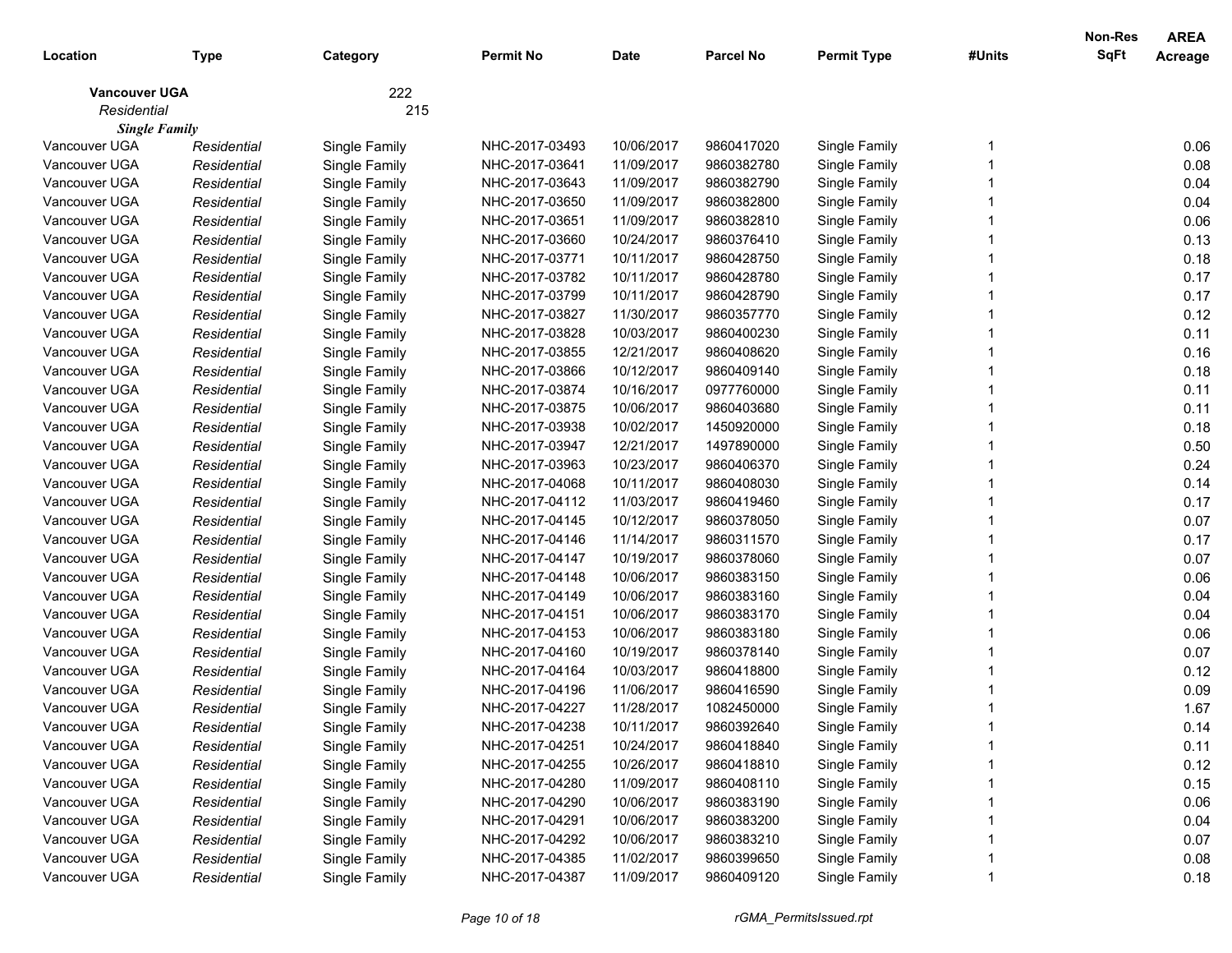| Location | Type | Category | Permit No | Date | Parcel No | Permit Type | #Units | Non-Res SqFt | AREA Acreage |
|---|---|---|---|---|---|---|---|---|---|
| **Vancouver UGA** | | 222 | | | | | | | |
| *Residential* | | 215 | | | | | | | |
| ***Single Family*** | | | | | | | | | |
| Vancouver UGA | *Residential* | Single Family | NHC-2017-03493 | 10/06/2017 | 9860417020 | Single Family | 1 | | 0.06 |
| Vancouver UGA | *Residential* | Single Family | NHC-2017-03641 | 11/09/2017 | 9860382780 | Single Family | 1 | | 0.08 |
| Vancouver UGA | *Residential* | Single Family | NHC-2017-03643 | 11/09/2017 | 9860382790 | Single Family | 1 | | 0.04 |
| Vancouver UGA | *Residential* | Single Family | NHC-2017-03650 | 11/09/2017 | 9860382800 | Single Family | 1 | | 0.04 |
| Vancouver UGA | *Residential* | Single Family | NHC-2017-03651 | 11/09/2017 | 9860382810 | Single Family | 1 | | 0.06 |
| Vancouver UGA | *Residential* | Single Family | NHC-2017-03660 | 10/24/2017 | 9860376410 | Single Family | 1 | | 0.13 |
| Vancouver UGA | *Residential* | Single Family | NHC-2017-03771 | 10/11/2017 | 9860428750 | Single Family | 1 | | 0.18 |
| Vancouver UGA | *Residential* | Single Family | NHC-2017-03782 | 10/11/2017 | 9860428780 | Single Family | 1 | | 0.17 |
| Vancouver UGA | *Residential* | Single Family | NHC-2017-03799 | 10/11/2017 | 9860428790 | Single Family | 1 | | 0.17 |
| Vancouver UGA | *Residential* | Single Family | NHC-2017-03827 | 11/30/2017 | 9860357770 | Single Family | 1 | | 0.12 |
| Vancouver UGA | *Residential* | Single Family | NHC-2017-03828 | 10/03/2017 | 9860400230 | Single Family | 1 | | 0.11 |
| Vancouver UGA | *Residential* | Single Family | NHC-2017-03855 | 12/21/2017 | 9860408620 | Single Family | 1 | | 0.16 |
| Vancouver UGA | *Residential* | Single Family | NHC-2017-03866 | 10/12/2017 | 9860409140 | Single Family | 1 | | 0.18 |
| Vancouver UGA | *Residential* | Single Family | NHC-2017-03874 | 10/16/2017 | 0977760000 | Single Family | 1 | | 0.11 |
| Vancouver UGA | *Residential* | Single Family | NHC-2017-03875 | 10/06/2017 | 9860403680 | Single Family | 1 | | 0.11 |
| Vancouver UGA | *Residential* | Single Family | NHC-2017-03938 | 10/02/2017 | 1450920000 | Single Family | 1 | | 0.18 |
| Vancouver UGA | *Residential* | Single Family | NHC-2017-03947 | 12/21/2017 | 1497890000 | Single Family | 1 | | 0.50 |
| Vancouver UGA | *Residential* | Single Family | NHC-2017-03963 | 10/23/2017 | 9860406370 | Single Family | 1 | | 0.24 |
| Vancouver UGA | *Residential* | Single Family | NHC-2017-04068 | 10/11/2017 | 9860408030 | Single Family | 1 | | 0.14 |
| Vancouver UGA | *Residential* | Single Family | NHC-2017-04112 | 11/03/2017 | 9860419460 | Single Family | 1 | | 0.17 |
| Vancouver UGA | *Residential* | Single Family | NHC-2017-04145 | 10/12/2017 | 9860378050 | Single Family | 1 | | 0.07 |
| Vancouver UGA | *Residential* | Single Family | NHC-2017-04146 | 11/14/2017 | 9860311570 | Single Family | 1 | | 0.17 |
| Vancouver UGA | *Residential* | Single Family | NHC-2017-04147 | 10/19/2017 | 9860378060 | Single Family | 1 | | 0.07 |
| Vancouver UGA | *Residential* | Single Family | NHC-2017-04148 | 10/06/2017 | 9860383150 | Single Family | 1 | | 0.06 |
| Vancouver UGA | *Residential* | Single Family | NHC-2017-04149 | 10/06/2017 | 9860383160 | Single Family | 1 | | 0.04 |
| Vancouver UGA | *Residential* | Single Family | NHC-2017-04151 | 10/06/2017 | 9860383170 | Single Family | 1 | | 0.04 |
| Vancouver UGA | *Residential* | Single Family | NHC-2017-04153 | 10/06/2017 | 9860383180 | Single Family | 1 | | 0.06 |
| Vancouver UGA | *Residential* | Single Family | NHC-2017-04160 | 10/19/2017 | 9860378140 | Single Family | 1 | | 0.07 |
| Vancouver UGA | *Residential* | Single Family | NHC-2017-04164 | 10/03/2017 | 9860418800 | Single Family | 1 | | 0.12 |
| Vancouver UGA | *Residential* | Single Family | NHC-2017-04196 | 11/06/2017 | 9860416590 | Single Family | 1 | | 0.09 |
| Vancouver UGA | *Residential* | Single Family | NHC-2017-04227 | 11/28/2017 | 1082450000 | Single Family | 1 | | 1.67 |
| Vancouver UGA | *Residential* | Single Family | NHC-2017-04238 | 10/11/2017 | 9860392640 | Single Family | 1 | | 0.14 |
| Vancouver UGA | *Residential* | Single Family | NHC-2017-04251 | 10/24/2017 | 9860418840 | Single Family | 1 | | 0.11 |
| Vancouver UGA | *Residential* | Single Family | NHC-2017-04255 | 10/26/2017 | 9860418810 | Single Family | 1 | | 0.12 |
| Vancouver UGA | *Residential* | Single Family | NHC-2017-04280 | 11/09/2017 | 9860408110 | Single Family | 1 | | 0.15 |
| Vancouver UGA | *Residential* | Single Family | NHC-2017-04290 | 10/06/2017 | 9860383190 | Single Family | 1 | | 0.06 |
| Vancouver UGA | *Residential* | Single Family | NHC-2017-04291 | 10/06/2017 | 9860383200 | Single Family | 1 | | 0.04 |
| Vancouver UGA | *Residential* | Single Family | NHC-2017-04292 | 10/06/2017 | 9860383210 | Single Family | 1 | | 0.07 |
| Vancouver UGA | *Residential* | Single Family | NHC-2017-04385 | 11/02/2017 | 9860399650 | Single Family | 1 | | 0.08 |
| Vancouver UGA | *Residential* | Single Family | NHC-2017-04387 | 11/09/2017 | 9860409120 | Single Family | 1 | | 0.18 |

rGMA_PermitsIssued.rpt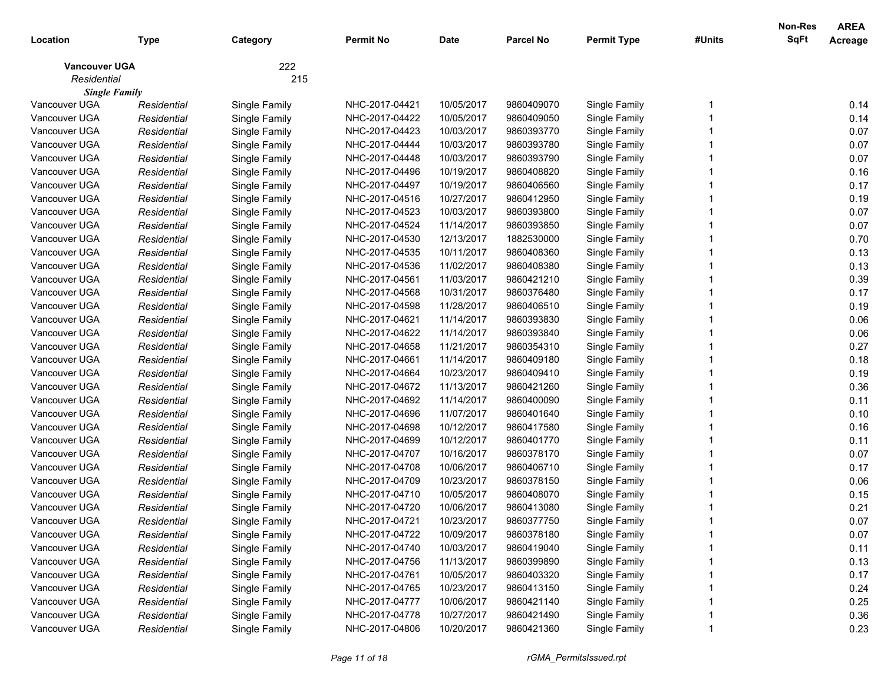| Location | Type | Category | Permit No | Date | Parcel No | Permit Type | #Units | Non-Res SqFt | AREA Acreage |
|---|---|---|---|---|---|---|---|---|---|
| **Vancouver UGA** | | 222 | | | | | | | |
| *Residential* | | 215 | | | | | | | |
| ***Single Family*** | | | | | | | | | |
| Vancouver UGA | *Residential* | Single Family | NHC-2017-04421 | 10/05/2017 | 9860409070 | Single Family | 1 | | 0.14 |
| Vancouver UGA | *Residential* | Single Family | NHC-2017-04422 | 10/05/2017 | 9860409050 | Single Family | 1 | | 0.14 |
| Vancouver UGA | *Residential* | Single Family | NHC-2017-04423 | 10/03/2017 | 9860393770 | Single Family | 1 | | 0.07 |
| Vancouver UGA | *Residential* | Single Family | NHC-2017-04444 | 10/03/2017 | 9860393780 | Single Family | 1 | | 0.07 |
| Vancouver UGA | *Residential* | Single Family | NHC-2017-04448 | 10/03/2017 | 9860393790 | Single Family | 1 | | 0.07 |
| Vancouver UGA | *Residential* | Single Family | NHC-2017-04496 | 10/19/2017 | 9860408820 | Single Family | 1 | | 0.16 |
| Vancouver UGA | *Residential* | Single Family | NHC-2017-04497 | 10/19/2017 | 9860406560 | Single Family | 1 | | 0.17 |
| Vancouver UGA | *Residential* | Single Family | NHC-2017-04516 | 10/27/2017 | 9860412950 | Single Family | 1 | | 0.19 |
| Vancouver UGA | *Residential* | Single Family | NHC-2017-04523 | 10/03/2017 | 9860393800 | Single Family | 1 | | 0.07 |
| Vancouver UGA | *Residential* | Single Family | NHC-2017-04524 | 11/14/2017 | 9860393850 | Single Family | 1 | | 0.07 |
| Vancouver UGA | *Residential* | Single Family | NHC-2017-04530 | 12/13/2017 | 1882530000 | Single Family | 1 | | 0.70 |
| Vancouver UGA | *Residential* | Single Family | NHC-2017-04535 | 10/11/2017 | 9860408360 | Single Family | 1 | | 0.13 |
| Vancouver UGA | *Residential* | Single Family | NHC-2017-04536 | 11/02/2017 | 9860408380 | Single Family | 1 | | 0.13 |
| Vancouver UGA | *Residential* | Single Family | NHC-2017-04561 | 11/03/2017 | 9860421210 | Single Family | 1 | | 0.39 |
| Vancouver UGA | *Residential* | Single Family | NHC-2017-04568 | 10/31/2017 | 9860376480 | Single Family | 1 | | 0.17 |
| Vancouver UGA | *Residential* | Single Family | NHC-2017-04598 | 11/28/2017 | 9860406510 | Single Family | 1 | | 0.19 |
| Vancouver UGA | *Residential* | Single Family | NHC-2017-04621 | 11/14/2017 | 9860393830 | Single Family | 1 | | 0.06 |
| Vancouver UGA | *Residential* | Single Family | NHC-2017-04622 | 11/14/2017 | 9860393840 | Single Family | 1 | | 0.06 |
| Vancouver UGA | *Residential* | Single Family | NHC-2017-04658 | 11/21/2017 | 9860354310 | Single Family | 1 | | 0.27 |
| Vancouver UGA | *Residential* | Single Family | NHC-2017-04661 | 11/14/2017 | 9860409180 | Single Family | 1 | | 0.18 |
| Vancouver UGA | *Residential* | Single Family | NHC-2017-04664 | 10/23/2017 | 9860409410 | Single Family | 1 | | 0.19 |
| Vancouver UGA | *Residential* | Single Family | NHC-2017-04672 | 11/13/2017 | 9860421260 | Single Family | 1 | | 0.36 |
| Vancouver UGA | *Residential* | Single Family | NHC-2017-04692 | 11/14/2017 | 9860400090 | Single Family | 1 | | 0.11 |
| Vancouver UGA | *Residential* | Single Family | NHC-2017-04696 | 11/07/2017 | 9860401640 | Single Family | 1 | | 0.10 |
| Vancouver UGA | *Residential* | Single Family | NHC-2017-04698 | 10/12/2017 | 9860417580 | Single Family | 1 | | 0.16 |
| Vancouver UGA | *Residential* | Single Family | NHC-2017-04699 | 10/12/2017 | 9860401770 | Single Family | 1 | | 0.11 |
| Vancouver UGA | *Residential* | Single Family | NHC-2017-04707 | 10/16/2017 | 9860378170 | Single Family | 1 | | 0.07 |
| Vancouver UGA | *Residential* | Single Family | NHC-2017-04708 | 10/06/2017 | 9860406710 | Single Family | 1 | | 0.17 |
| Vancouver UGA | *Residential* | Single Family | NHC-2017-04709 | 10/23/2017 | 9860378150 | Single Family | 1 | | 0.06 |
| Vancouver UGA | *Residential* | Single Family | NHC-2017-04710 | 10/05/2017 | 9860408070 | Single Family | 1 | | 0.15 |
| Vancouver UGA | *Residential* | Single Family | NHC-2017-04720 | 10/06/2017 | 9860413080 | Single Family | 1 | | 0.21 |
| Vancouver UGA | *Residential* | Single Family | NHC-2017-04721 | 10/23/2017 | 9860377750 | Single Family | 1 | | 0.07 |
| Vancouver UGA | *Residential* | Single Family | NHC-2017-04722 | 10/09/2017 | 9860378180 | Single Family | 1 | | 0.07 |
| Vancouver UGA | *Residential* | Single Family | NHC-2017-04740 | 10/03/2017 | 9860419040 | Single Family | 1 | | 0.11 |
| Vancouver UGA | *Residential* | Single Family | NHC-2017-04756 | 11/13/2017 | 9860399890 | Single Family | 1 | | 0.13 |
| Vancouver UGA | *Residential* | Single Family | NHC-2017-04761 | 10/05/2017 | 9860403320 | Single Family | 1 | | 0.17 |
| Vancouver UGA | *Residential* | Single Family | NHC-2017-04765 | 10/23/2017 | 9860413150 | Single Family | 1 | | 0.24 |
| Vancouver UGA | *Residential* | Single Family | NHC-2017-04777 | 10/06/2017 | 9860421140 | Single Family | 1 | | 0.25 |
| Vancouver UGA | *Residential* | Single Family | NHC-2017-04778 | 10/27/2017 | 9860421490 | Single Family | 1 | | 0.36 |
| Vancouver UGA | *Residential* | Single Family | NHC-2017-04806 | 10/20/2017 | 9860421360 | Single Family | 1 | | 0.23 |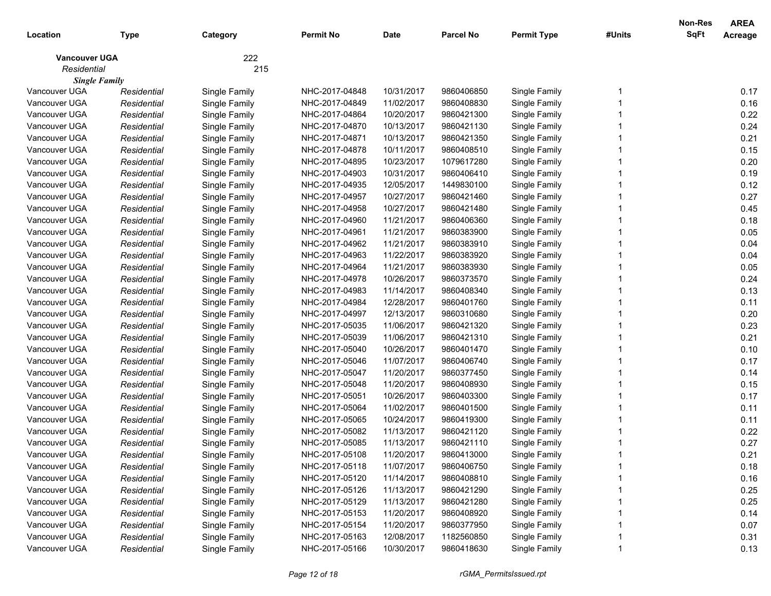| Location | Type | Category | Permit No | Date | Parcel No | Permit Type | #Units | Non-Res SqFt | AREA Acreage |
|---|---|---|---|---|---|---|---|---|---|
| **Vancouver UGA** | | 222 | | | | | | | |
| *Residential* | | 215 | | | | | | | |
| ***Single Family*** | | | | | | | | | |
| Vancouver UGA | *Residential* | Single Family | NHC-2017-04848 | 10/31/2017 | 9860406850 | Single Family | 1 | | 0.17 |
| Vancouver UGA | *Residential* | Single Family | NHC-2017-04849 | 11/02/2017 | 9860408830 | Single Family | 1 | | 0.16 |
| Vancouver UGA | *Residential* | Single Family | NHC-2017-04864 | 10/20/2017 | 9860421300 | Single Family | 1 | | 0.22 |
| Vancouver UGA | *Residential* | Single Family | NHC-2017-04870 | 10/13/2017 | 9860421130 | Single Family | 1 | | 0.24 |
| Vancouver UGA | *Residential* | Single Family | NHC-2017-04871 | 10/13/2017 | 9860421350 | Single Family | 1 | | 0.21 |
| Vancouver UGA | *Residential* | Single Family | NHC-2017-04878 | 10/11/2017 | 9860408510 | Single Family | 1 | | 0.15 |
| Vancouver UGA | *Residential* | Single Family | NHC-2017-04895 | 10/23/2017 | 1079617280 | Single Family | 1 | | 0.20 |
| Vancouver UGA | *Residential* | Single Family | NHC-2017-04903 | 10/31/2017 | 9860406410 | Single Family | 1 | | 0.19 |
| Vancouver UGA | *Residential* | Single Family | NHC-2017-04935 | 12/05/2017 | 1449830100 | Single Family | 1 | | 0.12 |
| Vancouver UGA | *Residential* | Single Family | NHC-2017-04957 | 10/27/2017 | 9860421460 | Single Family | 1 | | 0.27 |
| Vancouver UGA | *Residential* | Single Family | NHC-2017-04958 | 10/27/2017 | 9860421480 | Single Family | 1 | | 0.45 |
| Vancouver UGA | *Residential* | Single Family | NHC-2017-04960 | 11/21/2017 | 9860406360 | Single Family | 1 | | 0.18 |
| Vancouver UGA | *Residential* | Single Family | NHC-2017-04961 | 11/21/2017 | 9860383900 | Single Family | 1 | | 0.05 |
| Vancouver UGA | *Residential* | Single Family | NHC-2017-04962 | 11/21/2017 | 9860383910 | Single Family | 1 | | 0.04 |
| Vancouver UGA | *Residential* | Single Family | NHC-2017-04963 | 11/22/2017 | 9860383920 | Single Family | 1 | | 0.04 |
| Vancouver UGA | *Residential* | Single Family | NHC-2017-04964 | 11/21/2017 | 9860383930 | Single Family | 1 | | 0.05 |
| Vancouver UGA | *Residential* | Single Family | NHC-2017-04978 | 10/26/2017 | 9860373570 | Single Family | 1 | | 0.24 |
| Vancouver UGA | *Residential* | Single Family | NHC-2017-04983 | 11/14/2017 | 9860408340 | Single Family | 1 | | 0.13 |
| Vancouver UGA | *Residential* | Single Family | NHC-2017-04984 | 12/28/2017 | 9860401760 | Single Family | 1 | | 0.11 |
| Vancouver UGA | *Residential* | Single Family | NHC-2017-04997 | 12/13/2017 | 9860310680 | Single Family | 1 | | 0.20 |
| Vancouver UGA | *Residential* | Single Family | NHC-2017-05035 | 11/06/2017 | 9860421320 | Single Family | 1 | | 0.23 |
| Vancouver UGA | *Residential* | Single Family | NHC-2017-05039 | 11/06/2017 | 9860421310 | Single Family | 1 | | 0.21 |
| Vancouver UGA | *Residential* | Single Family | NHC-2017-05040 | 10/26/2017 | 9860401470 | Single Family | 1 | | 0.10 |
| Vancouver UGA | *Residential* | Single Family | NHC-2017-05046 | 11/07/2017 | 9860406740 | Single Family | 1 | | 0.17 |
| Vancouver UGA | *Residential* | Single Family | NHC-2017-05047 | 11/20/2017 | 9860377450 | Single Family | 1 | | 0.14 |
| Vancouver UGA | *Residential* | Single Family | NHC-2017-05048 | 11/20/2017 | 9860408930 | Single Family | 1 | | 0.15 |
| Vancouver UGA | *Residential* | Single Family | NHC-2017-05051 | 10/26/2017 | 9860403300 | Single Family | 1 | | 0.17 |
| Vancouver UGA | *Residential* | Single Family | NHC-2017-05064 | 11/02/2017 | 9860401500 | Single Family | 1 | | 0.11 |
| Vancouver UGA | *Residential* | Single Family | NHC-2017-05065 | 10/24/2017 | 9860419300 | Single Family | 1 | | 0.11 |
| Vancouver UGA | *Residential* | Single Family | NHC-2017-05082 | 11/13/2017 | 9860421120 | Single Family | 1 | | 0.22 |
| Vancouver UGA | *Residential* | Single Family | NHC-2017-05085 | 11/13/2017 | 9860421110 | Single Family | 1 | | 0.27 |
| Vancouver UGA | *Residential* | Single Family | NHC-2017-05108 | 11/20/2017 | 9860413000 | Single Family | 1 | | 0.21 |
| Vancouver UGA | *Residential* | Single Family | NHC-2017-05118 | 11/07/2017 | 9860406750 | Single Family | 1 | | 0.18 |
| Vancouver UGA | *Residential* | Single Family | NHC-2017-05120 | 11/14/2017 | 9860408810 | Single Family | 1 | | 0.16 |
| Vancouver UGA | *Residential* | Single Family | NHC-2017-05126 | 11/13/2017 | 9860421290 | Single Family | 1 | | 0.25 |
| Vancouver UGA | *Residential* | Single Family | NHC-2017-05129 | 11/13/2017 | 9860421280 | Single Family | 1 | | 0.25 |
| Vancouver UGA | *Residential* | Single Family | NHC-2017-05153 | 11/20/2017 | 9860408920 | Single Family | 1 | | 0.14 |
| Vancouver UGA | *Residential* | Single Family | NHC-2017-05154 | 11/20/2017 | 9860377950 | Single Family | 1 | | 0.07 |
| Vancouver UGA | *Residential* | Single Family | NHC-2017-05163 | 12/08/2017 | 1182560850 | Single Family | 1 | | 0.31 |
| Vancouver UGA | *Residential* | Single Family | NHC-2017-05166 | 10/30/2017 | 9860418630 | Single Family | 1 | | 0.13 |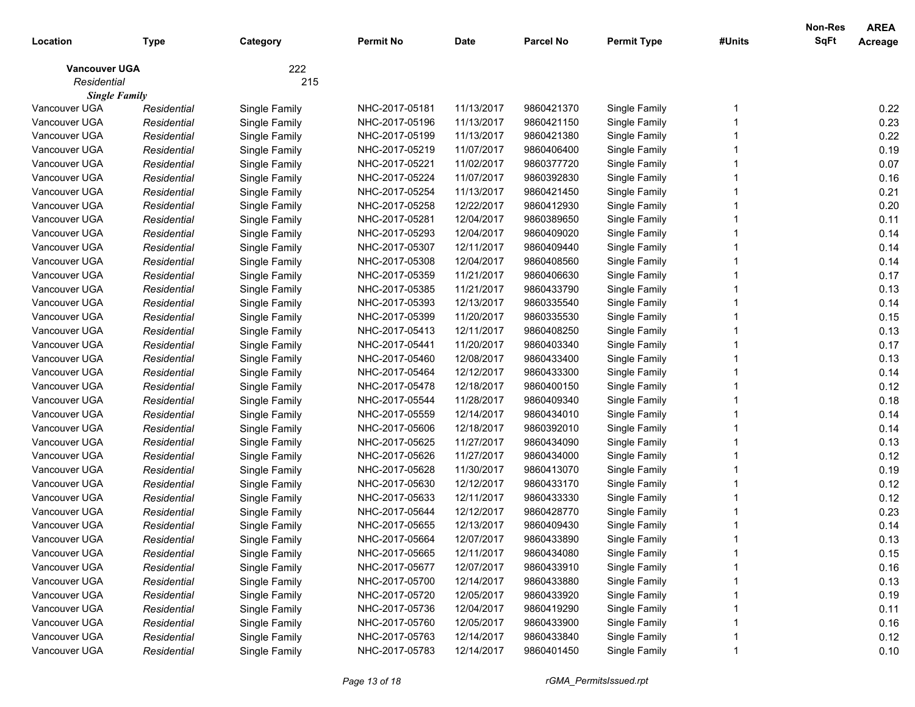| Location | Type | Category | Permit No | Date | Parcel No | Permit Type | #Units | Non-Res SqFt | AREA Acreage |
|---|---|---|---|---|---|---|---|---|---|
| **Vancouver UGA** | | 222 | | | | | | | |
| *Residential* | | 215 | | | | | | | |
| ***Single Family*** | | | | | | | | | |
| Vancouver UGA | *Residential* | Single Family | NHC-2017-05181 | 11/13/2017 | 9860421370 | Single Family | 1 | | 0.22 |
| Vancouver UGA | *Residential* | Single Family | NHC-2017-05196 | 11/13/2017 | 9860421150 | Single Family | 1 | | 0.23 |
| Vancouver UGA | *Residential* | Single Family | NHC-2017-05199 | 11/13/2017 | 9860421380 | Single Family | 1 | | 0.22 |
| Vancouver UGA | *Residential* | Single Family | NHC-2017-05219 | 11/07/2017 | 9860406400 | Single Family | 1 | | 0.19 |
| Vancouver UGA | *Residential* | Single Family | NHC-2017-05221 | 11/02/2017 | 9860377720 | Single Family | 1 | | 0.07 |
| Vancouver UGA | *Residential* | Single Family | NHC-2017-05224 | 11/07/2017 | 9860392830 | Single Family | 1 | | 0.16 |
| Vancouver UGA | *Residential* | Single Family | NHC-2017-05254 | 11/13/2017 | 9860421450 | Single Family | 1 | | 0.21 |
| Vancouver UGA | *Residential* | Single Family | NHC-2017-05258 | 12/22/2017 | 9860412930 | Single Family | 1 | | 0.20 |
| Vancouver UGA | *Residential* | Single Family | NHC-2017-05281 | 12/04/2017 | 9860389650 | Single Family | 1 | | 0.11 |
| Vancouver UGA | *Residential* | Single Family | NHC-2017-05293 | 12/04/2017 | 9860409020 | Single Family | 1 | | 0.14 |
| Vancouver UGA | *Residential* | Single Family | NHC-2017-05307 | 12/11/2017 | 9860409440 | Single Family | 1 | | 0.14 |
| Vancouver UGA | *Residential* | Single Family | NHC-2017-05308 | 12/04/2017 | 9860408560 | Single Family | 1 | | 0.14 |
| Vancouver UGA | *Residential* | Single Family | NHC-2017-05359 | 11/21/2017 | 9860406630 | Single Family | 1 | | 0.17 |
| Vancouver UGA | *Residential* | Single Family | NHC-2017-05385 | 11/21/2017 | 9860433790 | Single Family | 1 | | 0.13 |
| Vancouver UGA | *Residential* | Single Family | NHC-2017-05393 | 12/13/2017 | 9860335540 | Single Family | 1 | | 0.14 |
| Vancouver UGA | *Residential* | Single Family | NHC-2017-05399 | 11/20/2017 | 9860335530 | Single Family | 1 | | 0.15 |
| Vancouver UGA | *Residential* | Single Family | NHC-2017-05413 | 12/11/2017 | 9860408250 | Single Family | 1 | | 0.13 |
| Vancouver UGA | *Residential* | Single Family | NHC-2017-05441 | 11/20/2017 | 9860403340 | Single Family | 1 | | 0.17 |
| Vancouver UGA | *Residential* | Single Family | NHC-2017-05460 | 12/08/2017 | 9860433400 | Single Family | 1 | | 0.13 |
| Vancouver UGA | *Residential* | Single Family | NHC-2017-05464 | 12/12/2017 | 9860433300 | Single Family | 1 | | 0.14 |
| Vancouver UGA | *Residential* | Single Family | NHC-2017-05478 | 12/18/2017 | 9860400150 | Single Family | 1 | | 0.12 |
| Vancouver UGA | *Residential* | Single Family | NHC-2017-05544 | 11/28/2017 | 9860409340 | Single Family | 1 | | 0.18 |
| Vancouver UGA | *Residential* | Single Family | NHC-2017-05559 | 12/14/2017 | 9860434010 | Single Family | 1 | | 0.14 |
| Vancouver UGA | *Residential* | Single Family | NHC-2017-05606 | 12/18/2017 | 9860392010 | Single Family | 1 | | 0.14 |
| Vancouver UGA | *Residential* | Single Family | NHC-2017-05625 | 11/27/2017 | 9860434090 | Single Family | 1 | | 0.13 |
| Vancouver UGA | *Residential* | Single Family | NHC-2017-05626 | 11/27/2017 | 9860434000 | Single Family | 1 | | 0.12 |
| Vancouver UGA | *Residential* | Single Family | NHC-2017-05628 | 11/30/2017 | 9860413070 | Single Family | 1 | | 0.19 |
| Vancouver UGA | *Residential* | Single Family | NHC-2017-05630 | 12/12/2017 | 9860433170 | Single Family | 1 | | 0.12 |
| Vancouver UGA | *Residential* | Single Family | NHC-2017-05633 | 12/11/2017 | 9860433330 | Single Family | 1 | | 0.12 |
| Vancouver UGA | *Residential* | Single Family | NHC-2017-05644 | 12/12/2017 | 9860428770 | Single Family | 1 | | 0.23 |
| Vancouver UGA | *Residential* | Single Family | NHC-2017-05655 | 12/13/2017 | 9860409430 | Single Family | 1 | | 0.14 |
| Vancouver UGA | *Residential* | Single Family | NHC-2017-05664 | 12/07/2017 | 9860433890 | Single Family | 1 | | 0.13 |
| Vancouver UGA | *Residential* | Single Family | NHC-2017-05665 | 12/11/2017 | 9860434080 | Single Family | 1 | | 0.15 |
| Vancouver UGA | *Residential* | Single Family | NHC-2017-05677 | 12/07/2017 | 9860433910 | Single Family | 1 | | 0.16 |
| Vancouver UGA | *Residential* | Single Family | NHC-2017-05700 | 12/14/2017 | 9860433880 | Single Family | 1 | | 0.13 |
| Vancouver UGA | *Residential* | Single Family | NHC-2017-05720 | 12/05/2017 | 9860433920 | Single Family | 1 | | 0.19 |
| Vancouver UGA | *Residential* | Single Family | NHC-2017-05736 | 12/04/2017 | 9860419290 | Single Family | 1 | | 0.11 |
| Vancouver UGA | *Residential* | Single Family | NHC-2017-05760 | 12/05/2017 | 9860433900 | Single Family | 1 | | 0.16 |
| Vancouver UGA | *Residential* | Single Family | NHC-2017-05763 | 12/14/2017 | 9860433840 | Single Family | 1 | | 0.12 |
| Vancouver UGA | *Residential* | Single Family | NHC-2017-05783 | 12/14/2017 | 9860401450 | Single Family | 1 | | 0.10 |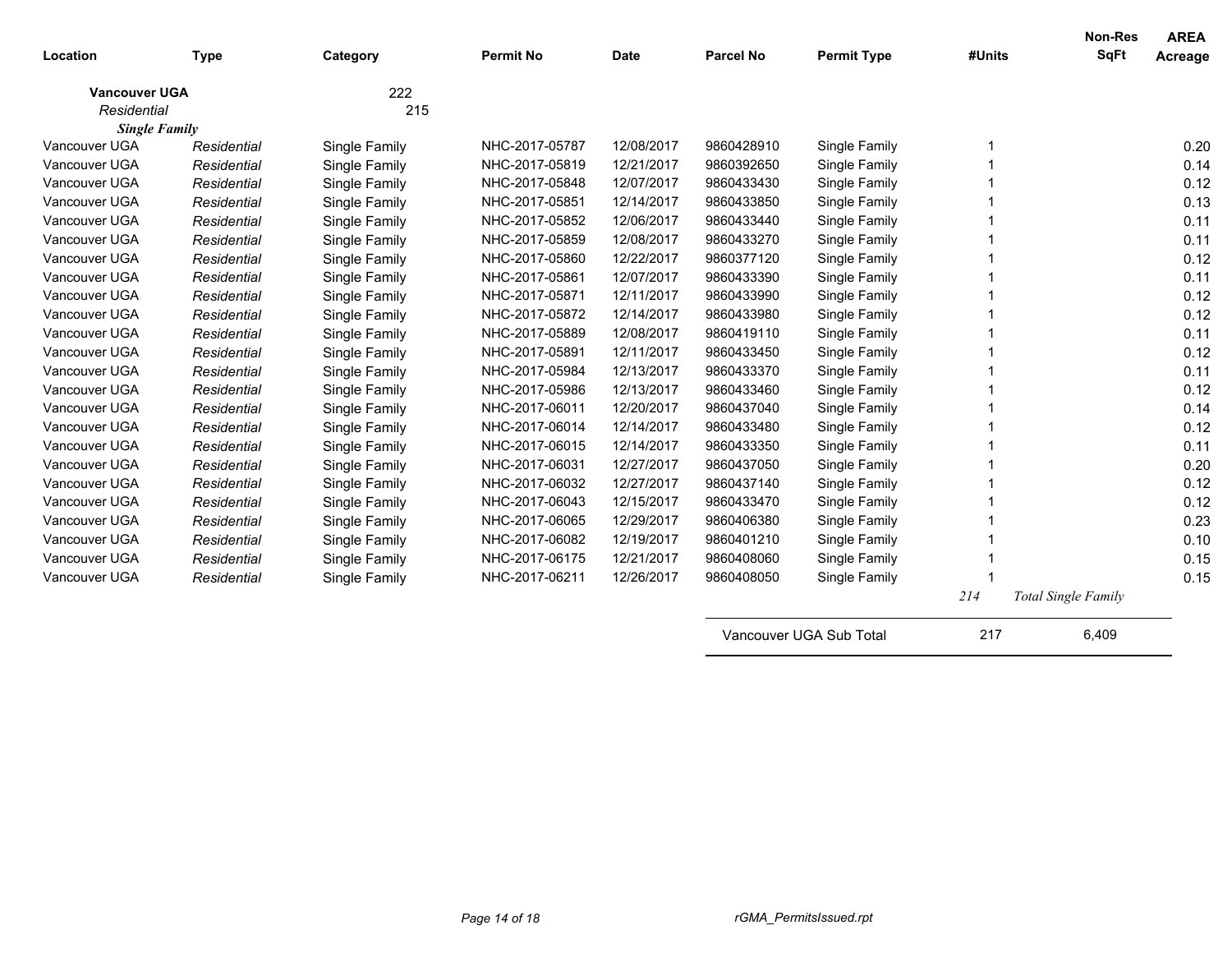| Location | Type | Category | Permit No | Date | Parcel No | Permit Type | #Units | Non-Res SqFt | AREA Acreage |
|---|---|---|---|---|---|---|---|---|---|
| **Vancouver UGA** | | 222 | | | | | | | |
| *Residential* | | 215 | | | | | | | |
| ***Single Family*** | | | | | | | | | |
| Vancouver UGA | *Residential* | Single Family | NHC-2017-05787 | 12/08/2017 | 9860428910 | Single Family | 1 | | 0.20 |
| Vancouver UGA | *Residential* | Single Family | NHC-2017-05819 | 12/21/2017 | 9860392650 | Single Family | 1 | | 0.14 |
| Vancouver UGA | *Residential* | Single Family | NHC-2017-05848 | 12/07/2017 | 9860433430 | Single Family | 1 | | 0.12 |
| Vancouver UGA | *Residential* | Single Family | NHC-2017-05851 | 12/14/2017 | 9860433850 | Single Family | 1 | | 0.13 |
| Vancouver UGA | *Residential* | Single Family | NHC-2017-05852 | 12/06/2017 | 9860433440 | Single Family | 1 | | 0.11 |
| Vancouver UGA | *Residential* | Single Family | NHC-2017-05859 | 12/08/2017 | 9860433270 | Single Family | 1 | | 0.11 |
| Vancouver UGA | *Residential* | Single Family | NHC-2017-05860 | 12/22/2017 | 9860377120 | Single Family | 1 | | 0.12 |
| Vancouver UGA | *Residential* | Single Family | NHC-2017-05861 | 12/07/2017 | 9860433390 | Single Family | 1 | | 0.11 |
| Vancouver UGA | *Residential* | Single Family | NHC-2017-05871 | 12/11/2017 | 9860433990 | Single Family | 1 | | 0.12 |
| Vancouver UGA | *Residential* | Single Family | NHC-2017-05872 | 12/14/2017 | 9860433980 | Single Family | 1 | | 0.12 |
| Vancouver UGA | *Residential* | Single Family | NHC-2017-05889 | 12/08/2017 | 9860419110 | Single Family | 1 | | 0.11 |
| Vancouver UGA | *Residential* | Single Family | NHC-2017-05891 | 12/11/2017 | 9860433450 | Single Family | 1 | | 0.12 |
| Vancouver UGA | *Residential* | Single Family | NHC-2017-05984 | 12/13/2017 | 9860433370 | Single Family | 1 | | 0.11 |
| Vancouver UGA | *Residential* | Single Family | NHC-2017-05986 | 12/13/2017 | 9860433460 | Single Family | 1 | | 0.12 |
| Vancouver UGA | *Residential* | Single Family | NHC-2017-06011 | 12/20/2017 | 9860437040 | Single Family | 1 | | 0.14 |
| Vancouver UGA | *Residential* | Single Family | NHC-2017-06014 | 12/14/2017 | 9860433480 | Single Family | 1 | | 0.12 |
| Vancouver UGA | *Residential* | Single Family | NHC-2017-06015 | 12/14/2017 | 9860433350 | Single Family | 1 | | 0.11 |
| Vancouver UGA | *Residential* | Single Family | NHC-2017-06031 | 12/27/2017 | 9860437050 | Single Family | 1 | | 0.20 |
| Vancouver UGA | *Residential* | Single Family | NHC-2017-06032 | 12/27/2017 | 9860437140 | Single Family | 1 | | 0.12 |
| Vancouver UGA | *Residential* | Single Family | NHC-2017-06043 | 12/15/2017 | 9860433470 | Single Family | 1 | | 0.12 |
| Vancouver UGA | *Residential* | Single Family | NHC-2017-06065 | 12/29/2017 | 9860406380 | Single Family | 1 | | 0.23 |
| Vancouver UGA | *Residential* | Single Family | NHC-2017-06082 | 12/19/2017 | 9860401210 | Single Family | 1 | | 0.10 |
| Vancouver UGA | *Residential* | Single Family | NHC-2017-06175 | 12/21/2017 | 9860408060 | Single Family | 1 | | 0.15 |
| Vancouver UGA | *Residential* | Single Family | NHC-2017-06211 | 12/26/2017 | 9860408050 | Single Family | 1 | | 0.15 |
| | | | | | | | *214* | *Total Single Family* | |
| | | | | | Vancouver UGA Sub Total | | 217 | 6,409 | |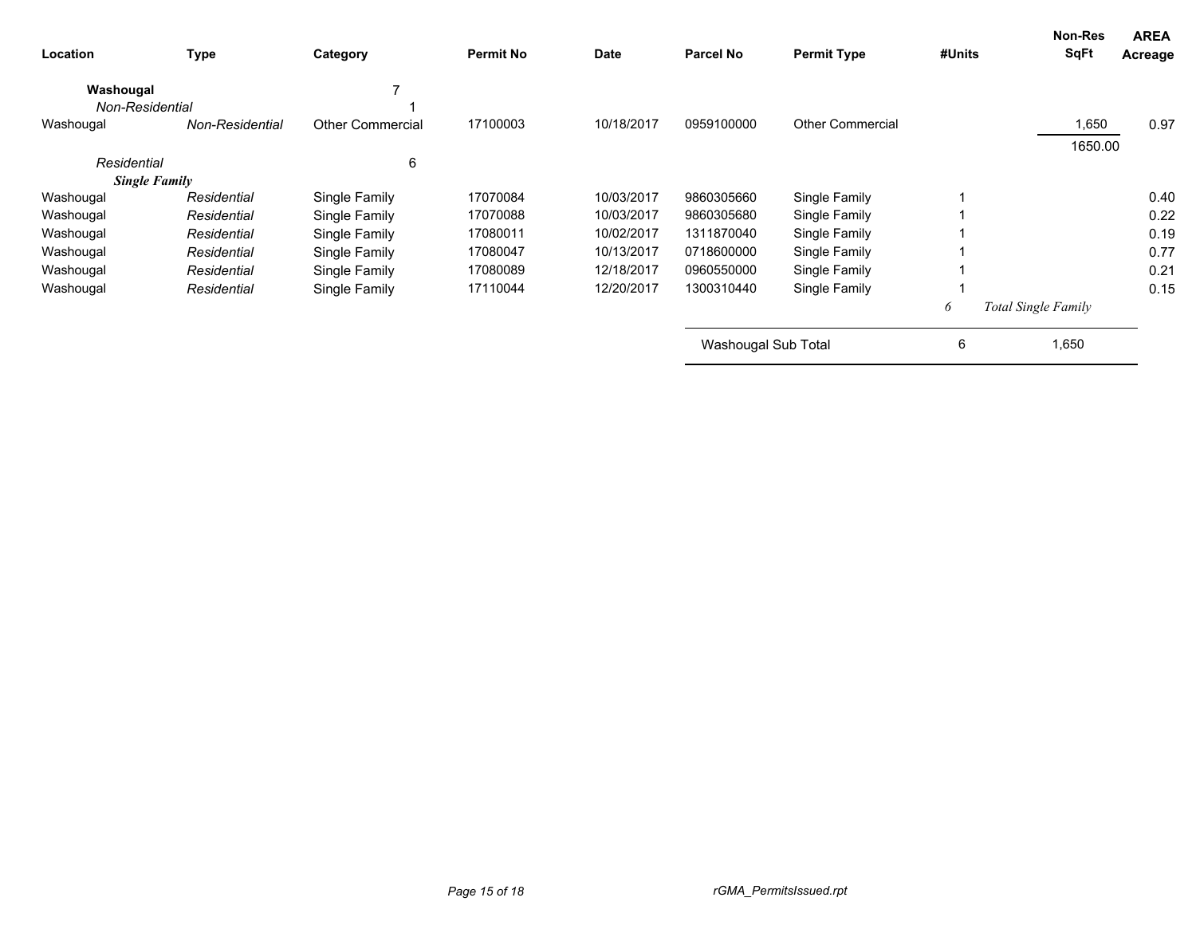| Location | Type | Category | Permit No | Date | Parcel No | Permit Type | #Units | Non-Res SqFt | AREA Acreage |
|---|---|---|---|---|---|---|---|---|---|
| **Washougal** | | 7 | | | | | | | |
| *Non-Residential* | | 1 | | | | | | | |
| Washougal | *Non-Residential* | Other Commercial | 17100003 | 10/18/2017 | 0959100000 | Other Commercial | | 1,650 | 0.97 |
| | | | | | | | | 1650.00 | |
| *Residential* | | 6 | | | | | | | |
| ***Single Family*** | | | | | | | | | |
| Washougal | *Residential* | Single Family | 17070084 | 10/03/2017 | 9860305660 | Single Family | 1 | | 0.40 |
| Washougal | *Residential* | Single Family | 17070088 | 10/03/2017 | 9860305680 | Single Family | 1 | | 0.22 |
| Washougal | *Residential* | Single Family | 17080011 | 10/02/2017 | 1311870040 | Single Family | 1 | | 0.19 |
| Washougal | *Residential* | Single Family | 17080047 | 10/13/2017 | 0718600000 | Single Family | 1 | | 0.77 |
| Washougal | *Residential* | Single Family | 17080089 | 12/18/2017 | 0960550000 | Single Family | 1 | | 0.21 |
| Washougal | *Residential* | Single Family | 17110044 | 12/20/2017 | 1300310440 | Single Family | 1 | | 0.15 |
| | | | | | | | *6* | *Total Single Family* | |
| | | | | | Washougal Sub Total | | 6 | 1,650 | |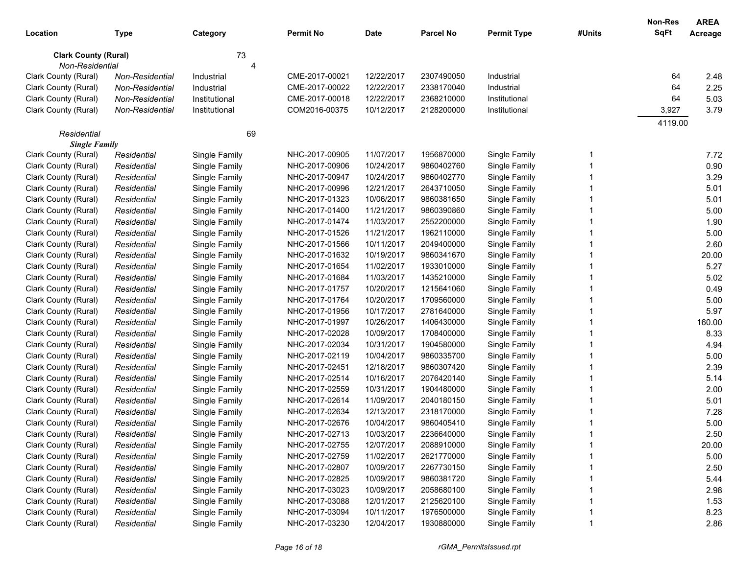| Location | Type | Category | Permit No | Date | Parcel No | Permit Type | #Units | Non-Res SqFt | AREA Acreage |
|---|---|---|---|---|---|---|---|---|---|
| **Clark County (Rural)** | | 73 | | | | | | | |
| *Non-Residential* | | 4 | | | | | | | |
| Clark County (Rural) | *Non-Residential* | Industrial | CME-2017-00021 | 12/22/2017 | 2307490050 | Industrial | | 64 | 2.48 |
| Clark County (Rural) | *Non-Residential* | Industrial | CME-2017-00022 | 12/22/2017 | 2338170040 | Industrial | | 64 | 2.25 |
| Clark County (Rural) | *Non-Residential* | Institutional | CME-2017-00018 | 12/22/2017 | 2368210000 | Institutional | | 64 | 5.03 |
| Clark County (Rural) | *Non-Residential* | Institutional | COM2016-00375 | 10/12/2017 | 2128200000 | Institutional | | 3,927 | 3.79 |
| | | | | | | | | 4119.00 | |
| *Residential* | | 69 | | | | | | | |
| ***Single Family*** | | | | | | | | | |
| Clark County (Rural) | *Residential* | Single Family | NHC-2017-00905 | 11/07/2017 | 1956870000 | Single Family | 1 | | 7.72 |
| Clark County (Rural) | *Residential* | Single Family | NHC-2017-00906 | 10/24/2017 | 9860402760 | Single Family | 1 | | 0.90 |
| Clark County (Rural) | *Residential* | Single Family | NHC-2017-00947 | 10/24/2017 | 9860402770 | Single Family | 1 | | 3.29 |
| Clark County (Rural) | *Residential* | Single Family | NHC-2017-00996 | 12/21/2017 | 2643710050 | Single Family | 1 | | 5.01 |
| Clark County (Rural) | *Residential* | Single Family | NHC-2017-01323 | 10/06/2017 | 9860381650 | Single Family | 1 | | 5.01 |
| Clark County (Rural) | *Residential* | Single Family | NHC-2017-01400 | 11/21/2017 | 9860390860 | Single Family | 1 | | 5.00 |
| Clark County (Rural) | *Residential* | Single Family | NHC-2017-01474 | 11/03/2017 | 2552200000 | Single Family | 1 | | 1.90 |
| Clark County (Rural) | *Residential* | Single Family | NHC-2017-01526 | 11/21/2017 | 1962110000 | Single Family | 1 | | 5.00 |
| Clark County (Rural) | *Residential* | Single Family | NHC-2017-01566 | 10/11/2017 | 2049400000 | Single Family | 1 | | 2.60 |
| Clark County (Rural) | *Residential* | Single Family | NHC-2017-01632 | 10/19/2017 | 9860341670 | Single Family | 1 | | 20.00 |
| Clark County (Rural) | *Residential* | Single Family | NHC-2017-01654 | 11/02/2017 | 1933010000 | Single Family | 1 | | 5.27 |
| Clark County (Rural) | *Residential* | Single Family | NHC-2017-01684 | 11/03/2017 | 1435210000 | Single Family | 1 | | 5.02 |
| Clark County (Rural) | *Residential* | Single Family | NHC-2017-01757 | 10/20/2017 | 1215641060 | Single Family | 1 | | 0.49 |
| Clark County (Rural) | *Residential* | Single Family | NHC-2017-01764 | 10/20/2017 | 1709560000 | Single Family | 1 | | 5.00 |
| Clark County (Rural) | *Residential* | Single Family | NHC-2017-01956 | 10/17/2017 | 2781640000 | Single Family | 1 | | 5.97 |
| Clark County (Rural) | *Residential* | Single Family | NHC-2017-01997 | 10/26/2017 | 1406430000 | Single Family | 1 | | 160.00 |
| Clark County (Rural) | *Residential* | Single Family | NHC-2017-02028 | 10/09/2017 | 1708400000 | Single Family | 1 | | 8.33 |
| Clark County (Rural) | *Residential* | Single Family | NHC-2017-02034 | 10/31/2017 | 1904580000 | Single Family | 1 | | 4.94 |
| Clark County (Rural) | *Residential* | Single Family | NHC-2017-02119 | 10/04/2017 | 9860335700 | Single Family | 1 | | 5.00 |
| Clark County (Rural) | *Residential* | Single Family | NHC-2017-02451 | 12/18/2017 | 9860307420 | Single Family | 1 | | 2.39 |
| Clark County (Rural) | *Residential* | Single Family | NHC-2017-02514 | 10/16/2017 | 2076420140 | Single Family | 1 | | 5.14 |
| Clark County (Rural) | *Residential* | Single Family | NHC-2017-02559 | 10/31/2017 | 1904480000 | Single Family | 1 | | 2.00 |
| Clark County (Rural) | *Residential* | Single Family | NHC-2017-02614 | 11/09/2017 | 2040180150 | Single Family | 1 | | 5.01 |
| Clark County (Rural) | *Residential* | Single Family | NHC-2017-02634 | 12/13/2017 | 2318170000 | Single Family | 1 | | 7.28 |
| Clark County (Rural) | *Residential* | Single Family | NHC-2017-02676 | 10/04/2017 | 9860405410 | Single Family | 1 | | 5.00 |
| Clark County (Rural) | *Residential* | Single Family | NHC-2017-02713 | 10/03/2017 | 2236640000 | Single Family | 1 | | 2.50 |
| Clark County (Rural) | *Residential* | Single Family | NHC-2017-02755 | 12/07/2017 | 2088910000 | Single Family | 1 | | 20.00 |
| Clark County (Rural) | *Residential* | Single Family | NHC-2017-02759 | 11/02/2017 | 2621770000 | Single Family | 1 | | 5.00 |
| Clark County (Rural) | *Residential* | Single Family | NHC-2017-02807 | 10/09/2017 | 2267730150 | Single Family | 1 | | 2.50 |
| Clark County (Rural) | *Residential* | Single Family | NHC-2017-02825 | 10/09/2017 | 9860381720 | Single Family | 1 | | 5.44 |
| Clark County (Rural) | *Residential* | Single Family | NHC-2017-03023 | 10/09/2017 | 2058680100 | Single Family | 1 | | 2.98 |
| Clark County (Rural) | *Residential* | Single Family | NHC-2017-03088 | 12/01/2017 | 2125620100 | Single Family | 1 | | 1.53 |
| Clark County (Rural) | *Residential* | Single Family | NHC-2017-03094 | 10/11/2017 | 1976500000 | Single Family | 1 | | 8.23 |
| Clark County (Rural) | *Residential* | Single Family | NHC-2017-03230 | 12/04/2017 | 1930880000 | Single Family | 1 | | 2.86 |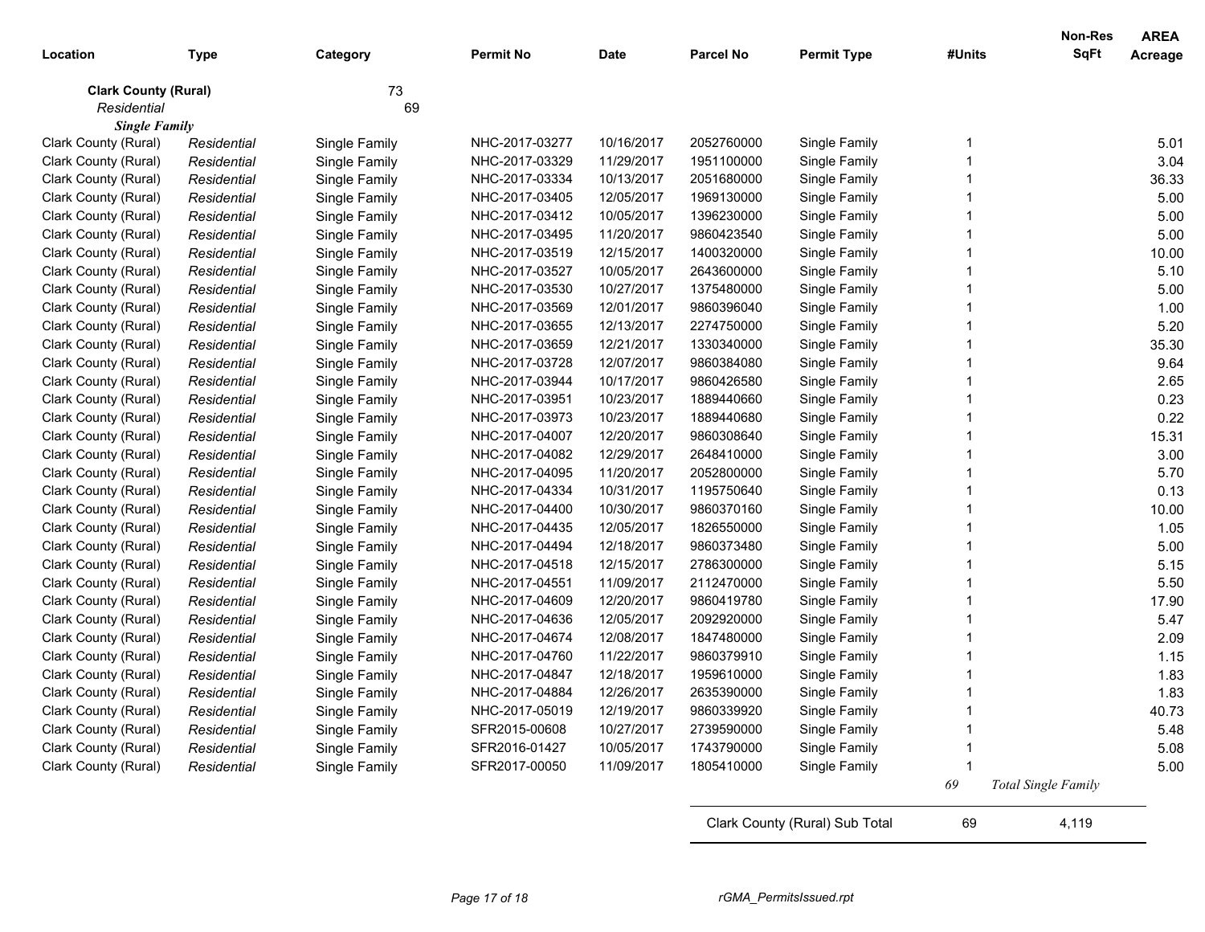| Location | Type | Category | Permit No | Date | Parcel No | Permit Type | #Units | Non-Res SqFt | AREA Acreage |
|---|---|---|---|---|---|---|---|---|---|
| **Clark County (Rural)** | | 73 | | | | | | | |
| *Residential* | | 69 | | | | | | | |
| ***Single Family*** | | | | | | | | | |
| Clark County (Rural) | *Residential* | Single Family | NHC-2017-03277 | 10/16/2017 | 2052760000 | Single Family | 1 | | 5.01 |
| Clark County (Rural) | *Residential* | Single Family | NHC-2017-03329 | 11/29/2017 | 1951100000 | Single Family | 1 | | 3.04 |
| Clark County (Rural) | *Residential* | Single Family | NHC-2017-03334 | 10/13/2017 | 2051680000 | Single Family | 1 | | 36.33 |
| Clark County (Rural) | *Residential* | Single Family | NHC-2017-03405 | 12/05/2017 | 1969130000 | Single Family | 1 | | 5.00 |
| Clark County (Rural) | *Residential* | Single Family | NHC-2017-03412 | 10/05/2017 | 1396230000 | Single Family | 1 | | 5.00 |
| Clark County (Rural) | *Residential* | Single Family | NHC-2017-03495 | 11/20/2017 | 9860423540 | Single Family | 1 | | 5.00 |
| Clark County (Rural) | *Residential* | Single Family | NHC-2017-03519 | 12/15/2017 | 1400320000 | Single Family | 1 | | 10.00 |
| Clark County (Rural) | *Residential* | Single Family | NHC-2017-03527 | 10/05/2017 | 2643600000 | Single Family | 1 | | 5.10 |
| Clark County (Rural) | *Residential* | Single Family | NHC-2017-03530 | 10/27/2017 | 1375480000 | Single Family | 1 | | 5.00 |
| Clark County (Rural) | *Residential* | Single Family | NHC-2017-03569 | 12/01/2017 | 9860396040 | Single Family | 1 | | 1.00 |
| Clark County (Rural) | *Residential* | Single Family | NHC-2017-03655 | 12/13/2017 | 2274750000 | Single Family | 1 | | 5.20 |
| Clark County (Rural) | *Residential* | Single Family | NHC-2017-03659 | 12/21/2017 | 1330340000 | Single Family | 1 | | 35.30 |
| Clark County (Rural) | *Residential* | Single Family | NHC-2017-03728 | 12/07/2017 | 9860384080 | Single Family | 1 | | 9.64 |
| Clark County (Rural) | *Residential* | Single Family | NHC-2017-03944 | 10/17/2017 | 9860426580 | Single Family | 1 | | 2.65 |
| Clark County (Rural) | *Residential* | Single Family | NHC-2017-03951 | 10/23/2017 | 1889440660 | Single Family | 1 | | 0.23 |
| Clark County (Rural) | *Residential* | Single Family | NHC-2017-03973 | 10/23/2017 | 1889440680 | Single Family | 1 | | 0.22 |
| Clark County (Rural) | *Residential* | Single Family | NHC-2017-04007 | 12/20/2017 | 9860308640 | Single Family | 1 | | 15.31 |
| Clark County (Rural) | *Residential* | Single Family | NHC-2017-04082 | 12/29/2017 | 2648410000 | Single Family | 1 | | 3.00 |
| Clark County (Rural) | *Residential* | Single Family | NHC-2017-04095 | 11/20/2017 | 2052800000 | Single Family | 1 | | 5.70 |
| Clark County (Rural) | *Residential* | Single Family | NHC-2017-04334 | 10/31/2017 | 1195750640 | Single Family | 1 | | 0.13 |
| Clark County (Rural) | *Residential* | Single Family | NHC-2017-04400 | 10/30/2017 | 9860370160 | Single Family | 1 | | 10.00 |
| Clark County (Rural) | *Residential* | Single Family | NHC-2017-04435 | 12/05/2017 | 1826550000 | Single Family | 1 | | 1.05 |
| Clark County (Rural) | *Residential* | Single Family | NHC-2017-04494 | 12/18/2017 | 9860373480 | Single Family | 1 | | 5.00 |
| Clark County (Rural) | *Residential* | Single Family | NHC-2017-04518 | 12/15/2017 | 2786300000 | Single Family | 1 | | 5.15 |
| Clark County (Rural) | *Residential* | Single Family | NHC-2017-04551 | 11/09/2017 | 2112470000 | Single Family | 1 | | 5.50 |
| Clark County (Rural) | *Residential* | Single Family | NHC-2017-04609 | 12/20/2017 | 9860419780 | Single Family | 1 | | 17.90 |
| Clark County (Rural) | *Residential* | Single Family | NHC-2017-04636 | 12/05/2017 | 2092920000 | Single Family | 1 | | 5.47 |
| Clark County (Rural) | *Residential* | Single Family | NHC-2017-04674 | 12/08/2017 | 1847480000 | Single Family | 1 | | 2.09 |
| Clark County (Rural) | *Residential* | Single Family | NHC-2017-04760 | 11/22/2017 | 9860379910 | Single Family | 1 | | 1.15 |
| Clark County (Rural) | *Residential* | Single Family | NHC-2017-04847 | 12/18/2017 | 1959610000 | Single Family | 1 | | 1.83 |
| Clark County (Rural) | *Residential* | Single Family | NHC-2017-04884 | 12/26/2017 | 2635390000 | Single Family | 1 | | 1.83 |
| Clark County (Rural) | *Residential* | Single Family | NHC-2017-05019 | 12/19/2017 | 9860339920 | Single Family | 1 | | 40.73 |
| Clark County (Rural) | *Residential* | Single Family | SFR2015-00608 | 10/27/2017 | 2739590000 | Single Family | 1 | | 5.48 |
| Clark County (Rural) | *Residential* | Single Family | SFR2016-01427 | 10/05/2017 | 1743790000 | Single Family | 1 | | 5.08 |
| Clark County (Rural) | *Residential* | Single Family | SFR2017-00050 | 11/09/2017 | 1805410000 | Single Family | 1 | | 5.00 |
| | | | | | | | *69* | *Total Single Family* | |
| | | | | | Clark County (Rural) Sub Total | | 69 | 4,119 | |

rGMA_PermitsIssued.rpt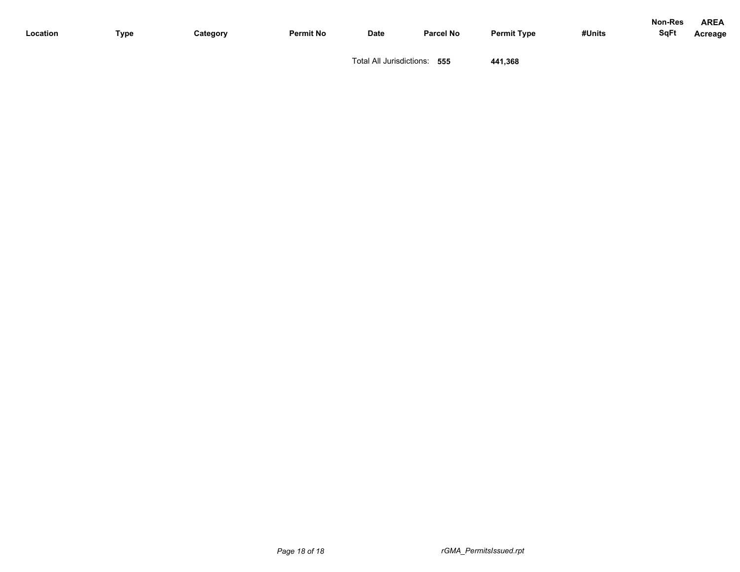| Location | Type | Category | Permit No | Date | Parcel No | Permit Type | #Units | Non-Res SqFt | AREA Acreage |
|---|---|---|---|---|---|---|---|---|---|
| | | | | Total All Jurisdictions: | **555** | **441,368** | | | |